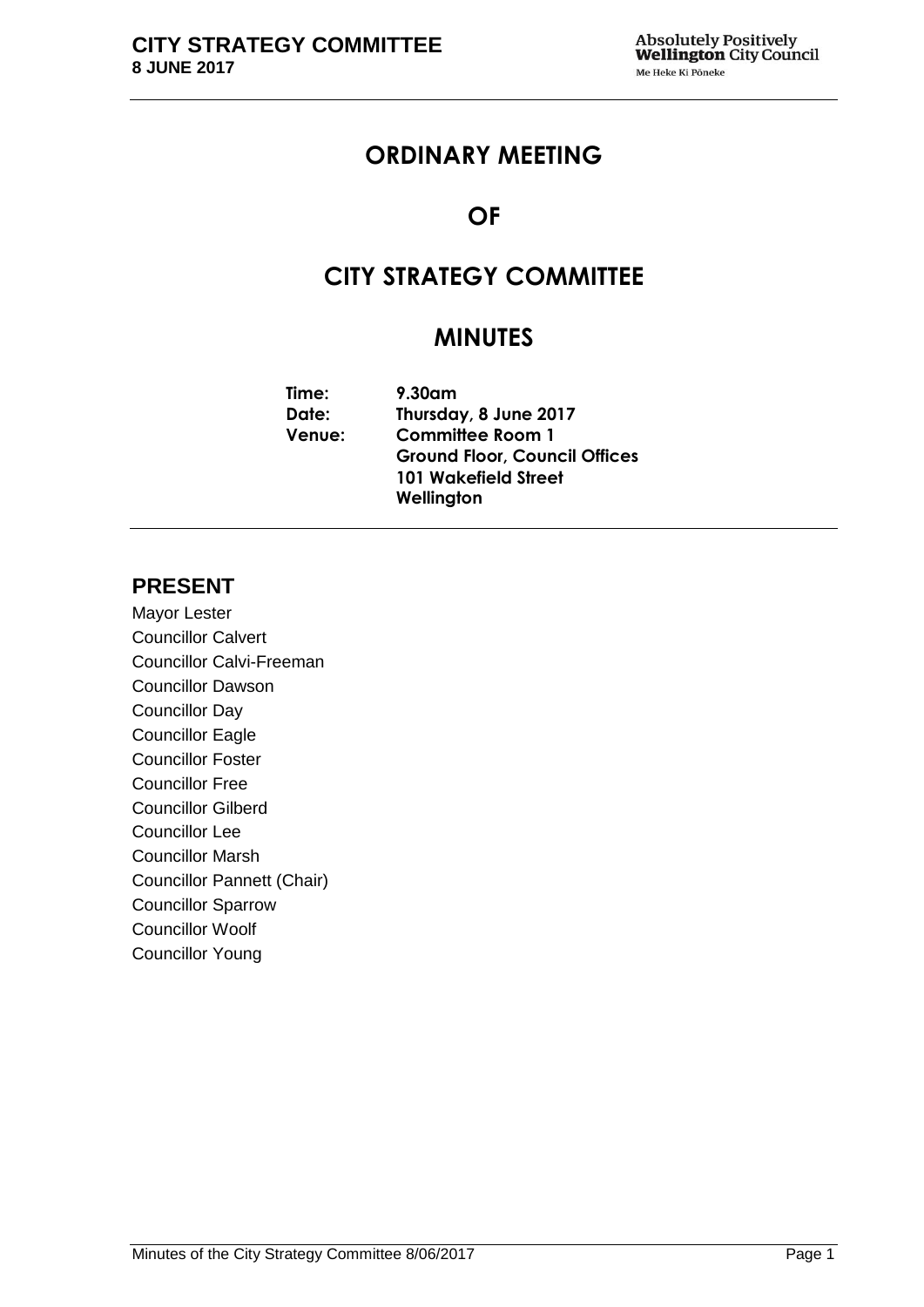# ORDINARY MEETING

# OF

# CITY STRATEGY COMMITTEE

# MINUTES

**Time:** 9.30am
**Date:** Thursday, 8 June 2017
**Venue:** Committee Room 1
Ground Floor, Council Offices
101 Wakefield Street
Wellington

## PRESENT

Mayor Lester
Councillor Calvert
Councillor Calvi-Freeman
Councillor Dawson
Councillor Day
Councillor Eagle
Councillor Foster
Councillor Free
Councillor Gilberd
Councillor Lee
Councillor Marsh
Councillor Pannett (Chair)
Councillor Sparrow
Councillor Woolf
Councillor Young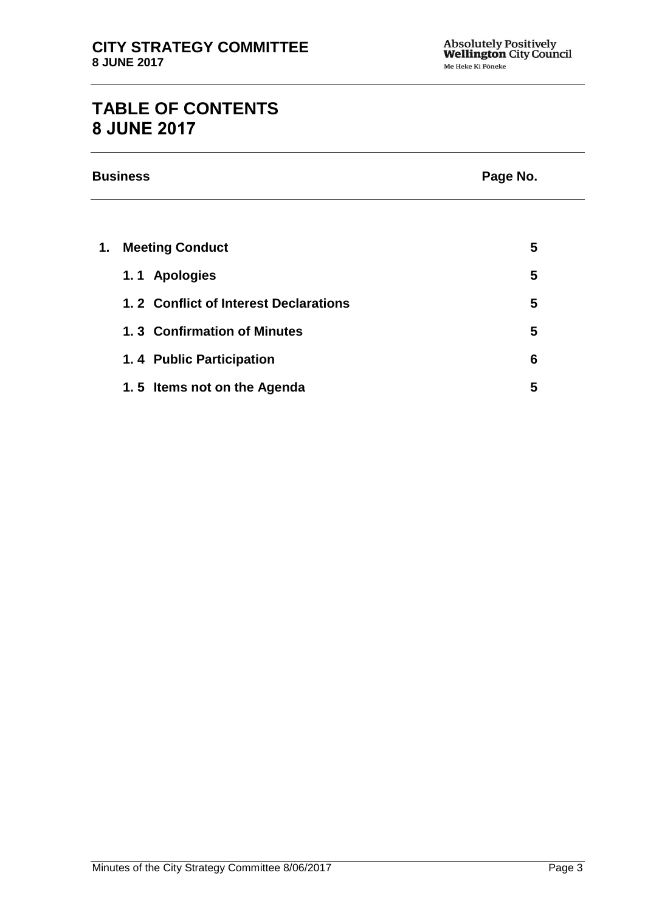# TABLE OF CONTENTS
# 8 JUNE 2017

| Business | | Page No. |
|---|---|---|
| **1.** | **Meeting Conduct** | **5** |
| | **1. 1 Apologies** | **5** |
| | **1. 2 Conflict of Interest Declarations** | **5** |
| | **1. 3 Confirmation of Minutes** | **5** |
| | **1. 4 Public Participation** | **6** |
| | **1. 5 Items not on the Agenda** | **5** |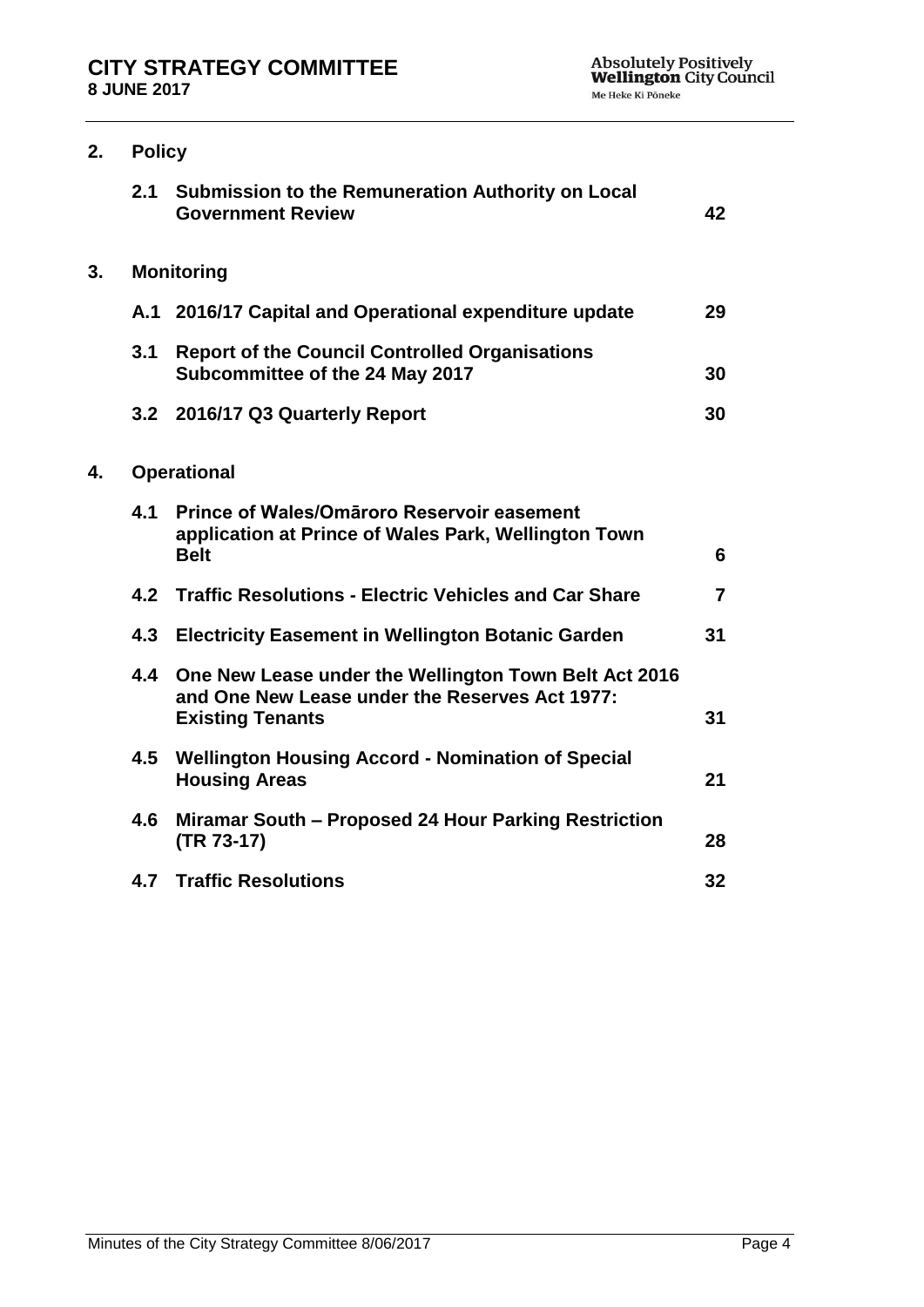| | | | |
|---|---|---|---|
| **2.** | **Policy** | | |
| | **2.1** | **Submission to the Remuneration Authority on Local Government Review** | **42** |
| **3.** | **Monitoring** | | |
| | **A.1** | **2016/17 Capital and Operational expenditure update** | **29** |
| | **3.1** | **Report of the Council Controlled Organisations Subcommittee of the 24 May 2017** | **30** |
| | **3.2** | **2016/17 Q3 Quarterly Report** | **30** |
| **4.** | **Operational** | | |
| | **4.1** | **Prince of Wales/Omāroro Reservoir easement application at Prince of Wales Park, Wellington Town Belt** | **6** |
| | **4.2** | **Traffic Resolutions - Electric Vehicles and Car Share** | **7** |
| | **4.3** | **Electricity Easement in Wellington Botanic Garden** | **31** |
| | **4.4** | **One New Lease under the Wellington Town Belt Act 2016 and One New Lease under the Reserves Act 1977: Existing Tenants** | **31** |
| | **4.5** | **Wellington Housing Accord - Nomination of Special Housing Areas** | **21** |
| | **4.6** | **Miramar South – Proposed 24 Hour Parking Restriction (TR 73-17)** | **28** |
| | **4.7** | **Traffic Resolutions** | **32** |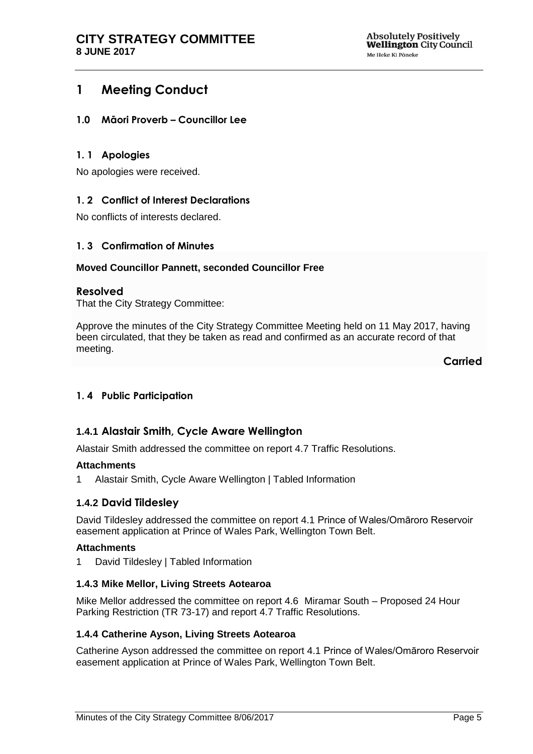# 1 Meeting Conduct

### 1.0 Māori Proverb – Councillor Lee

### 1. 1 Apologies

No apologies were received.

### 1. 2 Conflict of Interest Declarations

No conflicts of interests declared.

### 1. 3 Confirmation of Minutes

**Moved Councillor Pannett, seconded Councillor Free**

**Resolved**

That the City Strategy Committee:

Approve the minutes of the City Strategy Committee Meeting held on 11 May 2017, having been circulated, that they be taken as read and confirmed as an accurate record of that meeting.

**Carried**

### 1. 4 Public Participation

#### 1.4.1 Alastair Smith, Cycle Aware Wellington

Alastair Smith addressed the committee on report 4.7 Traffic Resolutions.

**Attachments**

1 Alastair Smith, Cycle Aware Wellington | Tabled Information

#### 1.4.2 David Tildesley

David Tildesley addressed the committee on report 4.1 Prince of Wales/Omāroro Reservoir easement application at Prince of Wales Park, Wellington Town Belt.

**Attachments**

1 David Tildesley | Tabled Information

#### 1.4.3 Mike Mellor, Living Streets Aotearoa

Mike Mellor addressed the committee on report 4.6 Miramar South – Proposed 24 Hour Parking Restriction (TR 73-17) and report 4.7 Traffic Resolutions.

#### 1.4.4 Catherine Ayson, Living Streets Aotearoa

Catherine Ayson addressed the committee on report 4.1 Prince of Wales/Omāroro Reservoir easement application at Prince of Wales Park, Wellington Town Belt.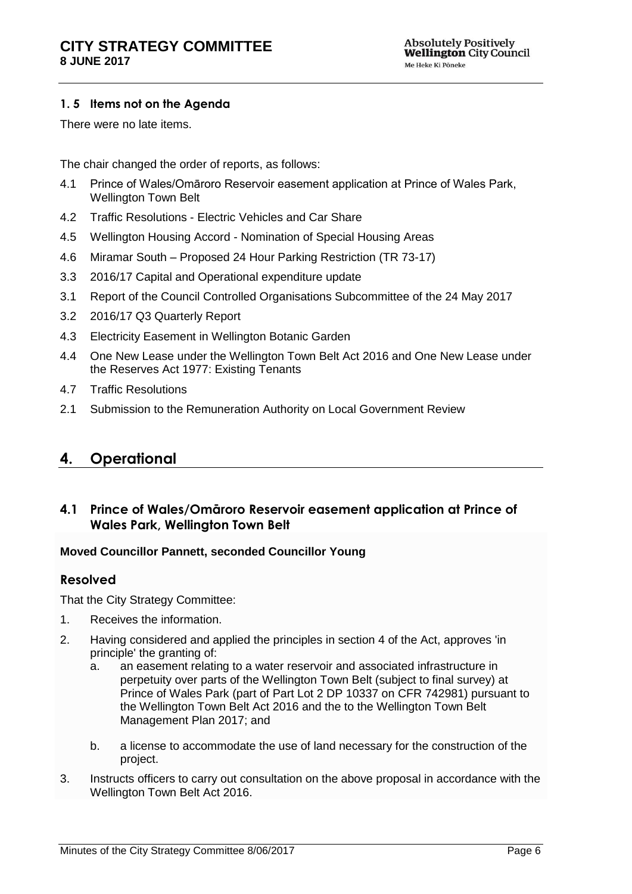### 1. 5 Items not on the Agenda

There were no late items.

The chair changed the order of reports, as follows:

4.1 Prince of Wales/Omāroro Reservoir easement application at Prince of Wales Park, Wellington Town Belt

4.2 Traffic Resolutions - Electric Vehicles and Car Share

4.5 Wellington Housing Accord - Nomination of Special Housing Areas

4.6 Miramar South – Proposed 24 Hour Parking Restriction (TR 73-17)

3.3 2016/17 Capital and Operational expenditure update

3.1 Report of the Council Controlled Organisations Subcommittee of the 24 May 2017

3.2 2016/17 Q3 Quarterly Report

4.3 Electricity Easement in Wellington Botanic Garden

4.4 One New Lease under the Wellington Town Belt Act 2016 and One New Lease under the Reserves Act 1977: Existing Tenants

4.7 Traffic Resolutions

2.1 Submission to the Remuneration Authority on Local Government Review

## 4. Operational

### 4.1 Prince of Wales/Omāroro Reservoir easement application at Prince of Wales Park, Wellington Town Belt

**Moved Councillor Pannett, seconded Councillor Young**

### Resolved

That the City Strategy Committee:

1. Receives the information.
2. Having considered and applied the principles in section 4 of the Act, approves 'in principle' the granting of:
   a. an easement relating to a water reservoir and associated infrastructure in perpetuity over parts of the Wellington Town Belt (subject to final survey) at Prince of Wales Park (part of Part Lot 2 DP 10337 on CFR 742981) pursuant to the Wellington Town Belt Act 2016 and the to the Wellington Town Belt Management Plan 2017; and

   b. a license to accommodate the use of land necessary for the construction of the project.
3. Instructs officers to carry out consultation on the above proposal in accordance with the Wellington Town Belt Act 2016.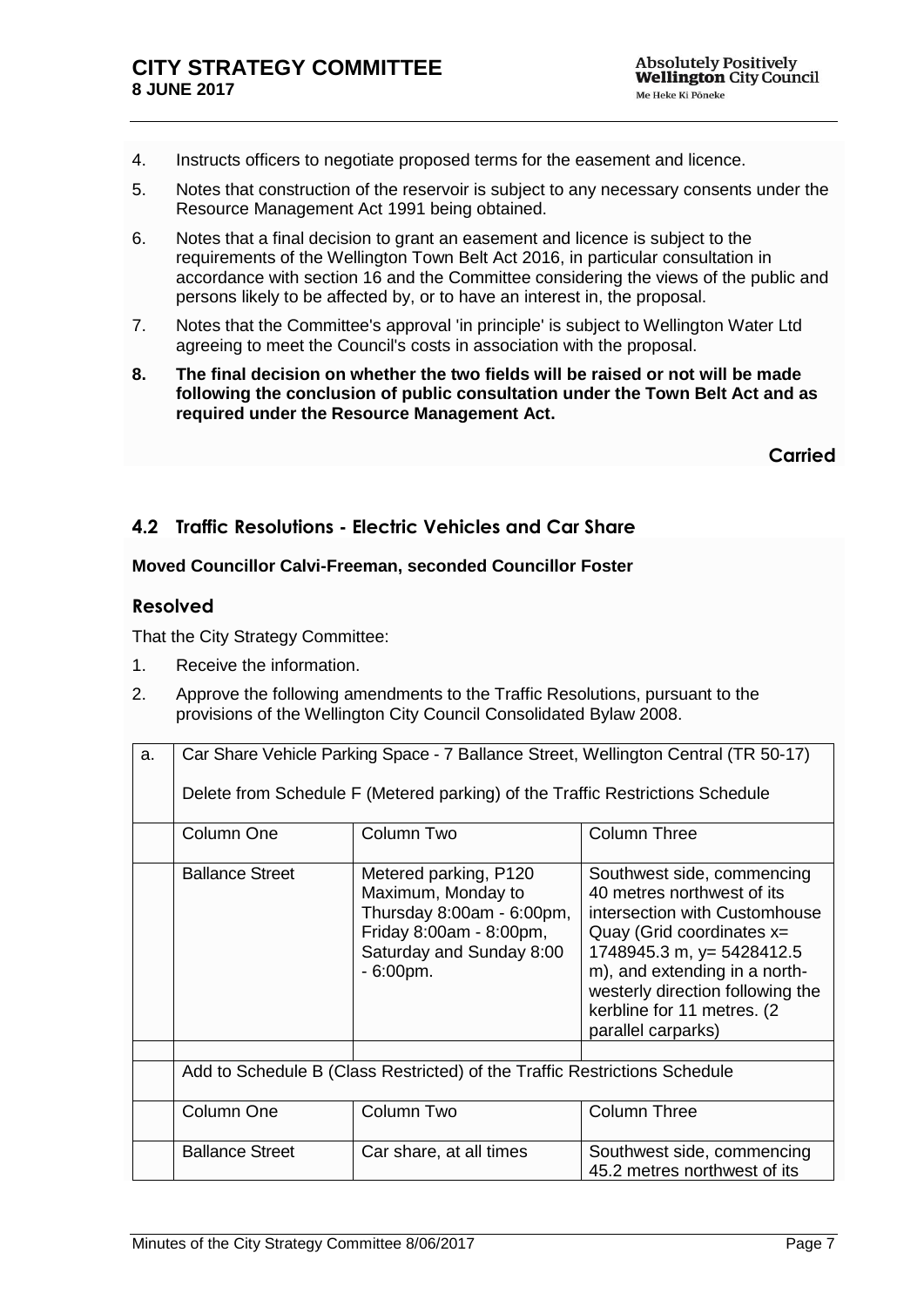4. Instructs officers to negotiate proposed terms for the easement and licence.
5. Notes that construction of the reservoir is subject to any necessary consents under the Resource Management Act 1991 being obtained.
6. Notes that a final decision to grant an easement and licence is subject to the requirements of the Wellington Town Belt Act 2016, in particular consultation in accordance with section 16 and the Committee considering the views of the public and persons likely to be affected by, or to have an interest in, the proposal.
7. Notes that the Committee's approval 'in principle' is subject to Wellington Water Ltd agreeing to meet the Council's costs in association with the proposal.
8. **The final decision on whether the two fields will be raised or not will be made following the conclusion of public consultation under the Town Belt Act and as required under the Resource Management Act.**

**Carried**

## 4.2 Traffic Resolutions - Electric Vehicles and Car Share

**Moved Councillor Calvi-Freeman, seconded Councillor Foster**

### Resolved

That the City Strategy Committee:

1. Receive the information.
2. Approve the following amendments to the Traffic Resolutions, pursuant to the provisions of the Wellington City Council Consolidated Bylaw 2008.

| a. | Car Share Vehicle Parking Space - 7 Ballance Street, Wellington Central (TR 50-17)<br><br>Delete from Schedule F (Metered parking) of the Traffic Restrictions Schedule | | |
|---|---|---|---|
| | Column One | Column Two | Column Three |
| | Ballance Street | Metered parking, P120 Maximum, Monday to Thursday 8:00am - 6:00pm, Friday 8:00am - 8:00pm, Saturday and Sunday 8:00 - 6:00pm. | Southwest side, commencing 40 metres northwest of its intersection with Customhouse Quay (Grid coordinates x= 1748945.3 m, y= 5428412.5 m), and extending in a north-westerly direction following the kerbline for 11 metres. (2 parallel carparks) |
| | | | |
| | Add to Schedule B (Class Restricted) of the Traffic Restrictions Schedule | | |
| | Column One | Column Two | Column Three |
| | Ballance Street | Car share, at all times | Southwest side, commencing 45.2 metres northwest of its |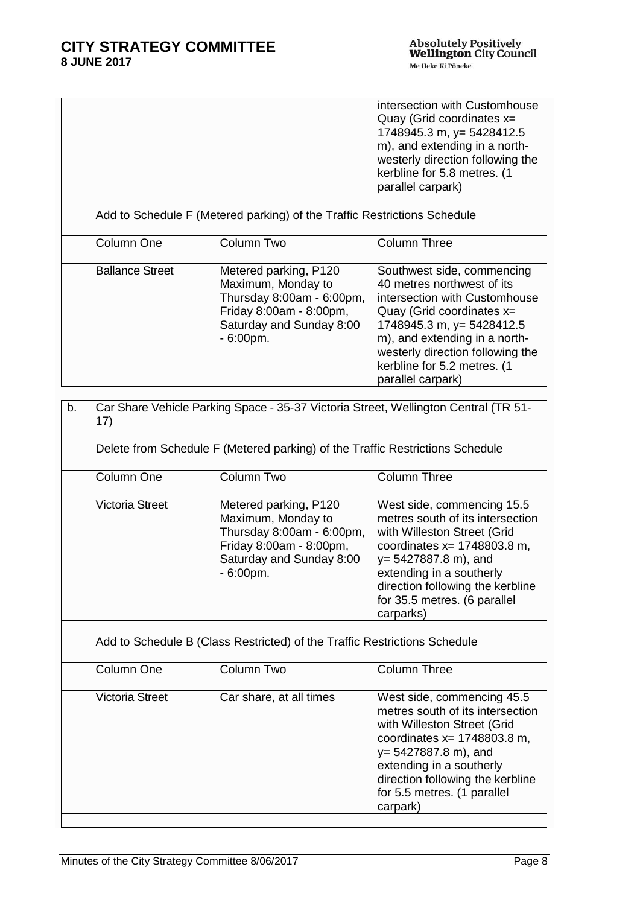| | | | |
|---|---|---|---|
| | | | intersection with Customhouse Quay (Grid coordinates x= 1748945.3 m, y= 5428412.5 m), and extending in a north-westerly direction following the kerbline for 5.8 metres. (1 parallel carpark) |
| | | | |
| | Add to Schedule F (Metered parking) of the Traffic Restrictions Schedule | | |
| | Column One | Column Two | Column Three |
| | Ballance Street | Metered parking, P120 Maximum, Monday to Thursday 8:00am - 6:00pm, Friday 8:00am - 8:00pm, Saturday and Sunday 8:00 - 6:00pm. | Southwest side, commencing 40 metres northwest of its intersection with Customhouse Quay (Grid coordinates x= 1748945.3 m, y= 5428412.5 m), and extending in a north-westerly direction following the kerbline for 5.2 metres. (1 parallel carpark) |

| | | | |
|---|---|---|---|
| b. | Car Share Vehicle Parking Space - 35-37 Victoria Street, Wellington Central (TR 51-17)<br><br>Delete from Schedule F (Metered parking) of the Traffic Restrictions Schedule | | |
| | Column One | Column Two | Column Three |
| | Victoria Street | Metered parking, P120 Maximum, Monday to Thursday 8:00am - 6:00pm, Friday 8:00am - 8:00pm, Saturday and Sunday 8:00 - 6:00pm. | West side, commencing 15.5 metres south of its intersection with Willeston Street (Grid coordinates x= 1748803.8 m, y= 5427887.8 m), and extending in a southerly direction following the kerbline for 35.5 metres. (6 parallel carparks) |
| | | | |
| | Add to Schedule B (Class Restricted) of the Traffic Restrictions Schedule | | |
| | Column One | Column Two | Column Three |
| | Victoria Street | Car share, at all times | West side, commencing 45.5 metres south of its intersection with Willeston Street (Grid coordinates x= 1748803.8 m, y= 5427887.8 m), and extending in a southerly direction following the kerbline for 5.5 metres. (1 parallel carpark) |
| | | | |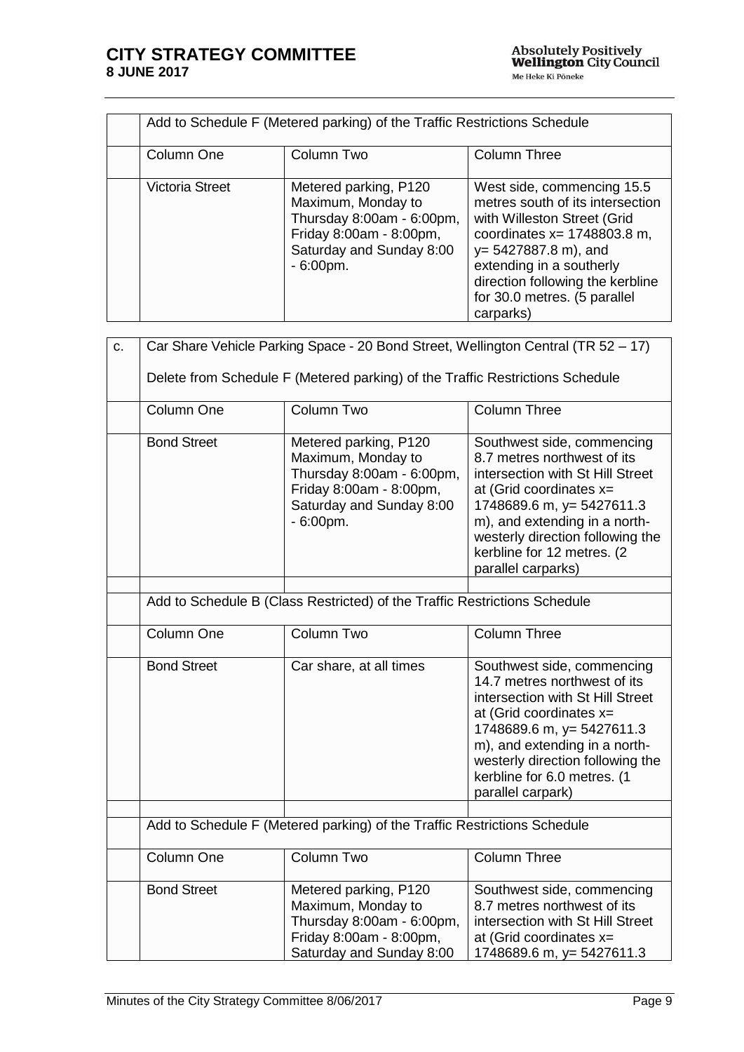| | Add to Schedule F (Metered parking) of the Traffic Restrictions Schedule | | |
|---|---|---|---|
| | Column One | Column Two | Column Three |
| | Victoria Street | Metered parking, P120 Maximum, Monday to Thursday 8:00am - 6:00pm, Friday 8:00am - 8:00pm, Saturday and Sunday 8:00 - 6:00pm. | West side, commencing 15.5 metres south of its intersection with Willeston Street (Grid coordinates x= 1748803.8 m, y= 5427887.8 m), and extending in a southerly direction following the kerbline for 30.0 metres. (5 parallel carparks) |

| c. | Car Share Vehicle Parking Space - 20 Bond Street, Wellington Central (TR 52 – 17)<br><br>Delete from Schedule F (Metered parking) of the Traffic Restrictions Schedule | | |
|---|---|---|---|
| | Column One | Column Two | Column Three |
| | Bond Street | Metered parking, P120 Maximum, Monday to Thursday 8:00am - 6:00pm, Friday 8:00am - 8:00pm, Saturday and Sunday 8:00 - 6:00pm. | Southwest side, commencing 8.7 metres northwest of its intersection with St Hill Street at (Grid coordinates x= 1748689.6 m, y= 5427611.3 m), and extending in a north-westerly direction following the kerbline for 12 metres. (2 parallel carparks) |
| | | | |
| | Add to Schedule B (Class Restricted) of the Traffic Restrictions Schedule | | |
| | Column One | Column Two | Column Three |
| | Bond Street | Car share, at all times | Southwest side, commencing 14.7 metres northwest of its intersection with St Hill Street at (Grid coordinates x= 1748689.6 m, y= 5427611.3 m), and extending in a north-westerly direction following the kerbline for 6.0 metres. (1 parallel carpark) |
| | | | |
| | Add to Schedule F (Metered parking) of the Traffic Restrictions Schedule | | |
| | Column One | Column Two | Column Three |
| | Bond Street | Metered parking, P120 Maximum, Monday to Thursday 8:00am - 6:00pm, Friday 8:00am - 8:00pm, Saturday and Sunday 8:00 | Southwest side, commencing 8.7 metres northwest of its intersection with St Hill Street at (Grid coordinates x= 1748689.6 m, y= 5427611.3 |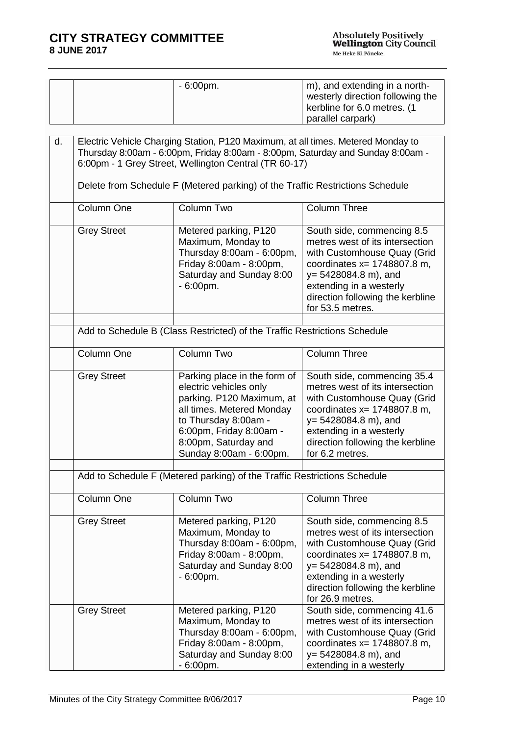| | | - 6:00pm. | m), and extending in a north-westerly direction following the kerbline for 6.0 metres. (1 parallel carpark) |
|---|---|---|---|

**d.** Electric Vehicle Charging Station, P120 Maximum, at all times. Metered Monday to Thursday 8:00am - 6:00pm, Friday 8:00am - 8:00pm, Saturday and Sunday 8:00am - 6:00pm - 1 Grey Street, Wellington Central (TR 60-17)

Delete from Schedule F (Metered parking) of the Traffic Restrictions Schedule

| Column One | Column Two | Column Three |
|---|---|---|
| Grey Street | Metered parking, P120 Maximum, Monday to Thursday 8:00am - 6:00pm, Friday 8:00am - 8:00pm, Saturday and Sunday 8:00 - 6:00pm. | South side, commencing 8.5 metres west of its intersection with Customhouse Quay (Grid coordinates x= 1748807.8 m, y= 5428084.8 m), and extending in a westerly direction following the kerbline for 53.5 metres. |

Add to Schedule B (Class Restricted) of the Traffic Restrictions Schedule

| Column One | Column Two | Column Three |
|---|---|---|
| Grey Street | Parking place in the form of electric vehicles only parking. P120 Maximum, at all times. Metered Monday to Thursday 8:00am - 6:00pm, Friday 8:00am - 8:00pm, Saturday and Sunday 8:00am - 6:00pm. | South side, commencing 35.4 metres west of its intersection with Customhouse Quay (Grid coordinates x= 1748807.8 m, y= 5428084.8 m), and extending in a westerly direction following the kerbline for 6.2 metres. |

Add to Schedule F (Metered parking) of the Traffic Restrictions Schedule

| Column One | Column Two | Column Three |
|---|---|---|
| Grey Street | Metered parking, P120 Maximum, Monday to Thursday 8:00am - 6:00pm, Friday 8:00am - 8:00pm, Saturday and Sunday 8:00 - 6:00pm. | South side, commencing 8.5 metres west of its intersection with Customhouse Quay (Grid coordinates x= 1748807.8 m, y= 5428084.8 m), and extending in a westerly direction following the kerbline for 26.9 metres. |
| Grey Street | Metered parking, P120 Maximum, Monday to Thursday 8:00am - 6:00pm, Friday 8:00am - 8:00pm, Saturday and Sunday 8:00 - 6:00pm. | South side, commencing 41.6 metres west of its intersection with Customhouse Quay (Grid coordinates x= 1748807.8 m, y= 5428084.8 m), and extending in a westerly |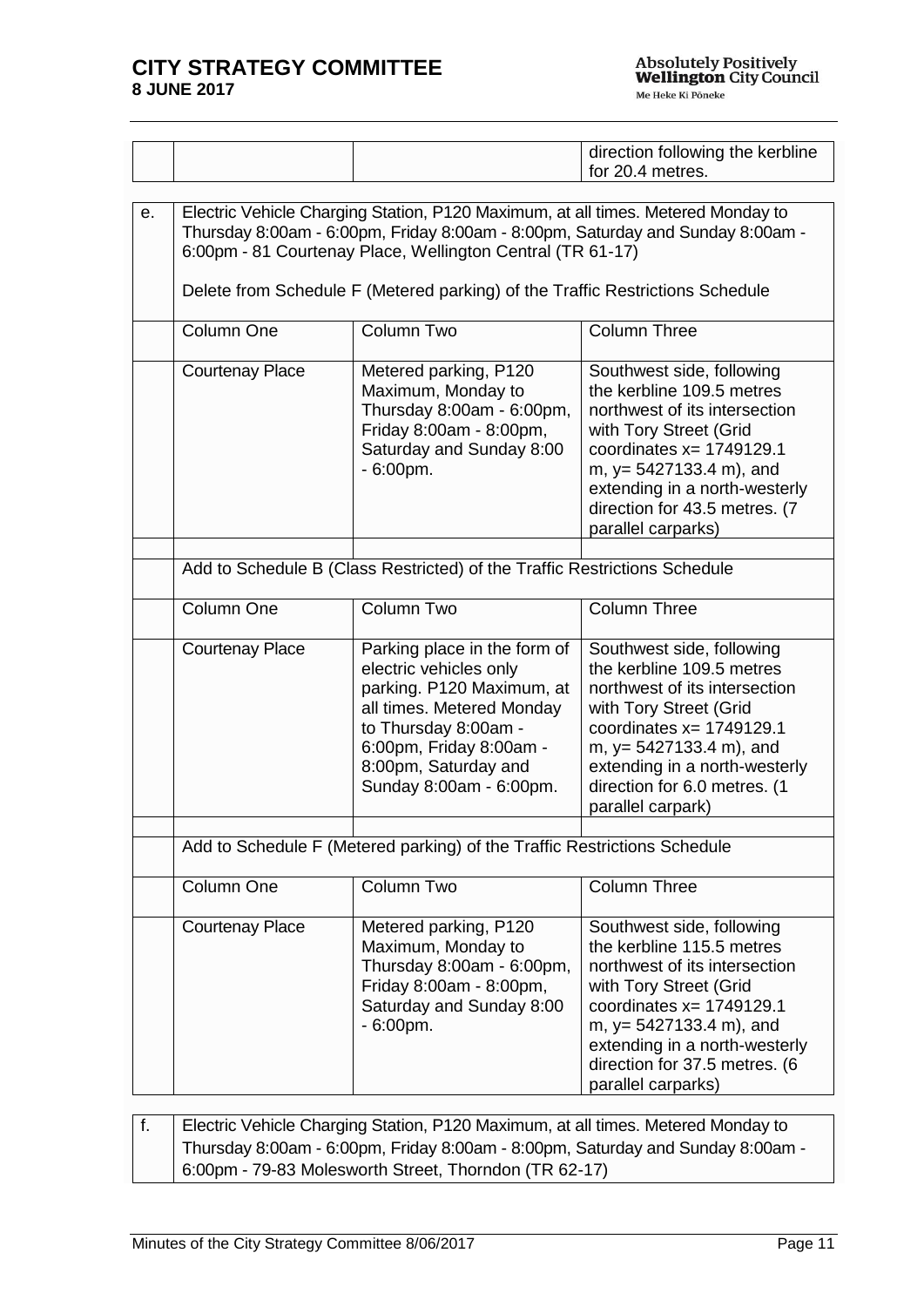| | | | direction following the kerbline for 20.4 metres. |
|---|---|---|---|

| | | | |
|---|---|---|---|
| e. | Electric Vehicle Charging Station, P120 Maximum, at all times. Metered Monday to Thursday 8:00am - 6:00pm, Friday 8:00am - 8:00pm, Saturday and Sunday 8:00am - 6:00pm - 81 Courtenay Place, Wellington Central (TR 61-17)<br><br>Delete from Schedule F (Metered parking) of the Traffic Restrictions Schedule | | |
| | Column One | Column Two | Column Three |
| | Courtenay Place | Metered parking, P120 Maximum, Monday to Thursday 8:00am - 6:00pm, Friday 8:00am - 8:00pm, Saturday and Sunday 8:00 - 6:00pm. | Southwest side, following the kerbline 109.5 metres northwest of its intersection with Tory Street (Grid coordinates x= 1749129.1 m, y= 5427133.4 m), and extending in a north-westerly direction for 43.5 metres. (7 parallel carparks) |
| | | | |
| | Add to Schedule B (Class Restricted) of the Traffic Restrictions Schedule | | |
| | Column One | Column Two | Column Three |
| | Courtenay Place | Parking place in the form of electric vehicles only parking. P120 Maximum, at all times. Metered Monday to Thursday 8:00am - 6:00pm, Friday 8:00am - 8:00pm, Saturday and Sunday 8:00am - 6:00pm. | Southwest side, following the kerbline 109.5 metres northwest of its intersection with Tory Street (Grid coordinates x= 1749129.1 m, y= 5427133.4 m), and extending in a north-westerly direction for 6.0 metres. (1 parallel carpark) |
| | | | |
| | Add to Schedule F (Metered parking) of the Traffic Restrictions Schedule | | |
| | Column One | Column Two | Column Three |
| | Courtenay Place | Metered parking, P120 Maximum, Monday to Thursday 8:00am - 6:00pm, Friday 8:00am - 8:00pm, Saturday and Sunday 8:00 - 6:00pm. | Southwest side, following the kerbline 115.5 metres northwest of its intersection with Tory Street (Grid coordinates x= 1749129.1 m, y= 5427133.4 m), and extending in a north-westerly direction for 37.5 metres. (6 parallel carparks) |

| | |
|---|---|
| f. | Electric Vehicle Charging Station, P120 Maximum, at all times. Metered Monday to Thursday 8:00am - 6:00pm, Friday 8:00am - 8:00pm, Saturday and Sunday 8:00am - 6:00pm - 79-83 Molesworth Street, Thorndon (TR 62-17) |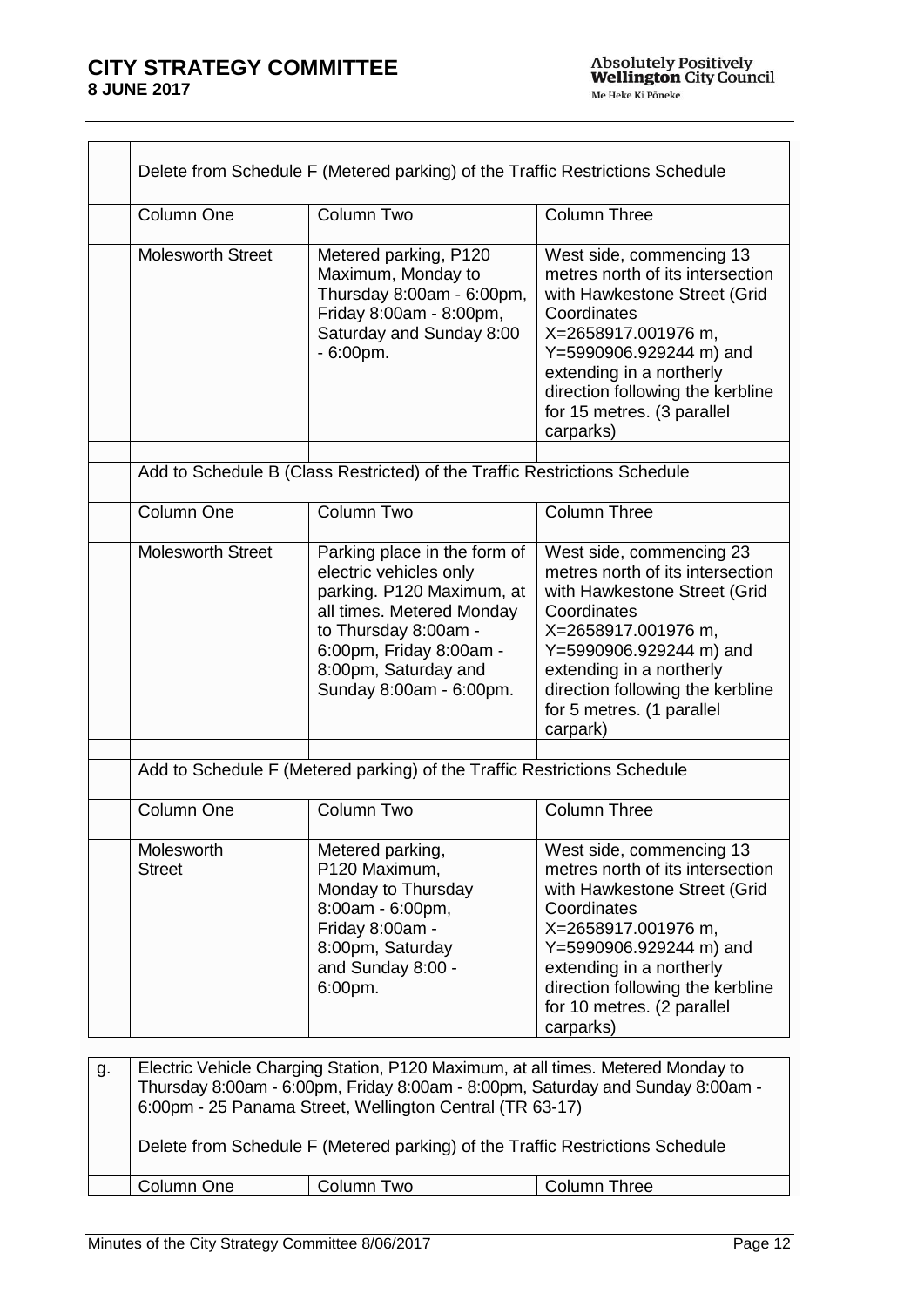Delete from Schedule F (Metered parking) of the Traffic Restrictions Schedule

| Column One | Column Two | Column Three |
|---|---|---|
| Molesworth Street | Metered parking, P120 Maximum, Monday to Thursday 8:00am - 6:00pm, Friday 8:00am - 8:00pm, Saturday and Sunday 8:00 - 6:00pm. | West side, commencing 13 metres north of its intersection with Hawkestone Street (Grid Coordinates X=2658917.001976 m, Y=5990906.929244 m) and extending in a northerly direction following the kerbline for 15 metres. (3 parallel carparks) |

Add to Schedule B (Class Restricted) of the Traffic Restrictions Schedule

| Column One | Column Two | Column Three |
|---|---|---|
| Molesworth Street | Parking place in the form of electric vehicles only parking. P120 Maximum, at all times. Metered Monday to Thursday 8:00am - 6:00pm, Friday 8:00am - 8:00pm, Saturday and Sunday 8:00am - 6:00pm. | West side, commencing 23 metres north of its intersection with Hawkestone Street (Grid Coordinates X=2658917.001976 m, Y=5990906.929244 m) and extending in a northerly direction following the kerbline for 5 metres. (1 parallel carpark) |

Add to Schedule F (Metered parking) of the Traffic Restrictions Schedule

| Column One | Column Two | Column Three |
|---|---|---|
| Molesworth Street | Metered parking, P120 Maximum, Monday to Thursday 8:00am - 6:00pm, Friday 8:00am - 8:00pm, Saturday and Sunday 8:00 - 6:00pm. | West side, commencing 13 metres north of its intersection with Hawkestone Street (Grid Coordinates X=2658917.001976 m, Y=5990906.929244 m) and extending in a northerly direction following the kerbline for 10 metres. (2 parallel carparks) |

g. Electric Vehicle Charging Station, P120 Maximum, at all times. Metered Monday to Thursday 8:00am - 6:00pm, Friday 8:00am - 8:00pm, Saturday and Sunday 8:00am - 6:00pm - 25 Panama Street, Wellington Central (TR 63-17)

Delete from Schedule F (Metered parking) of the Traffic Restrictions Schedule

| Column One | Column Two | Column Three |
|---|---|---|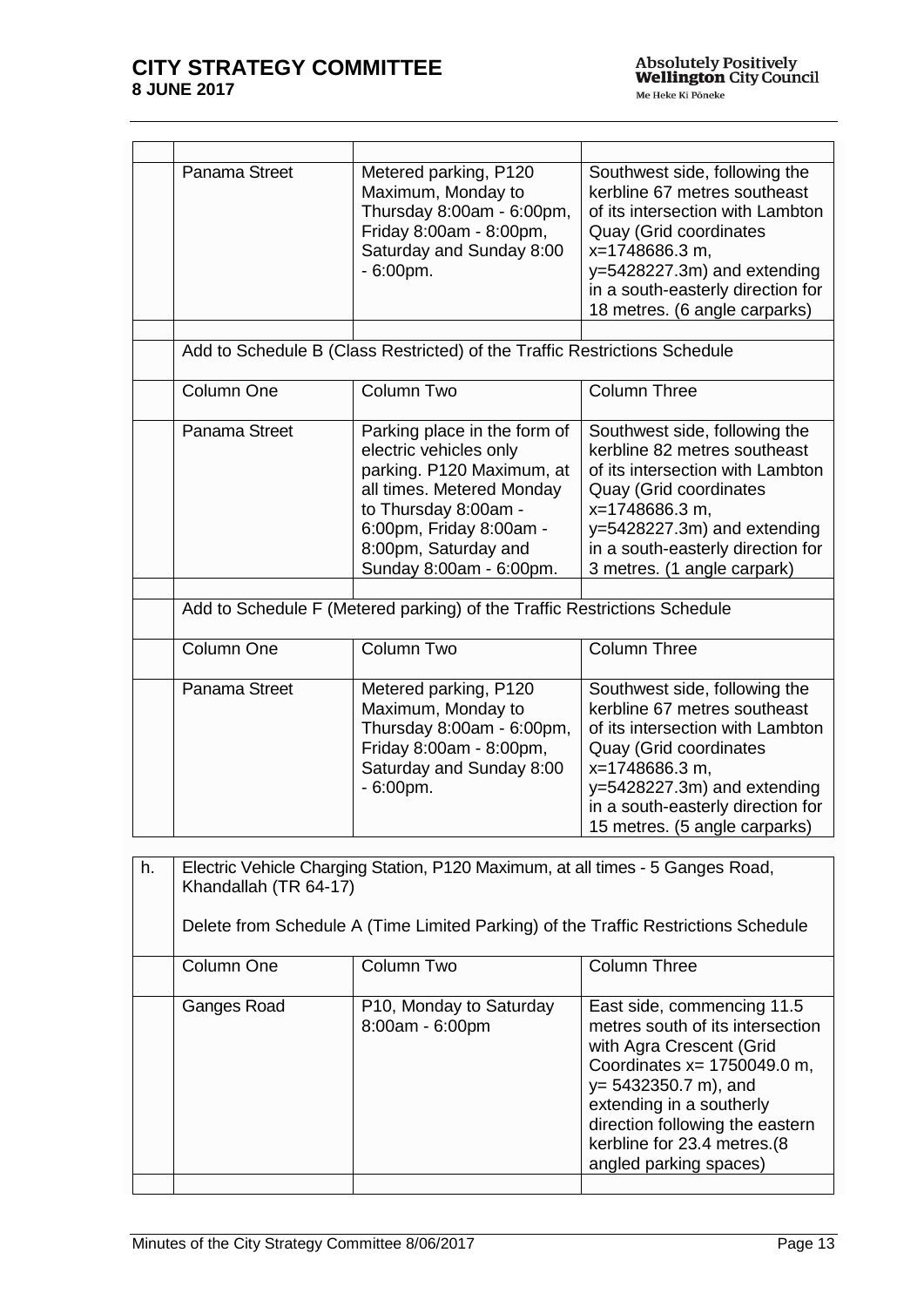| | | | |
|---|---|---|---|
| | Panama Street | Metered parking, P120 Maximum, Monday to Thursday 8:00am - 6:00pm, Friday 8:00am - 8:00pm, Saturday and Sunday 8:00 - 6:00pm. | Southwest side, following the kerbline 67 metres southeast of its intersection with Lambton Quay (Grid coordinates x=1748686.3 m, y=5428227.3m) and extending in a south-easterly direction for 18 metres. (6 angle carparks) |
| | | | |
| | Add to Schedule B (Class Restricted) of the Traffic Restrictions Schedule | | |
| | Column One | Column Two | Column Three |
| | Panama Street | Parking place in the form of electric vehicles only parking. P120 Maximum, at all times. Metered Monday to Thursday 8:00am - 6:00pm, Friday 8:00am - 8:00pm, Saturday and Sunday 8:00am - 6:00pm. | Southwest side, following the kerbline 82 metres southeast of its intersection with Lambton Quay (Grid coordinates x=1748686.3 m, y=5428227.3m) and extending in a south-easterly direction for 3 metres. (1 angle carpark) |
| | | | |
| | Add to Schedule F (Metered parking) of the Traffic Restrictions Schedule | | |
| | Column One | Column Two | Column Three |
| | Panama Street | Metered parking, P120 Maximum, Monday to Thursday 8:00am - 6:00pm, Friday 8:00am - 8:00pm, Saturday and Sunday 8:00 - 6:00pm. | Southwest side, following the kerbline 67 metres southeast of its intersection with Lambton Quay (Grid coordinates x=1748686.3 m, y=5428227.3m) and extending in a south-easterly direction for 15 metres. (5 angle carparks) |

| | | | |
|---|---|---|---|
| h. | Electric Vehicle Charging Station, P120 Maximum, at all times - 5 Ganges Road, Khandallah (TR 64-17)<br><br>Delete from Schedule A (Time Limited Parking) of the Traffic Restrictions Schedule | | |
| | Column One | Column Two | Column Three |
| | Ganges Road | P10, Monday to Saturday 8:00am - 6:00pm | East side, commencing 11.5 metres south of its intersection with Agra Crescent (Grid Coordinates x= 1750049.0 m, y= 5432350.7 m), and extending in a southerly direction following the eastern kerbline for 23.4 metres.(8 angled parking spaces) |
| | | | |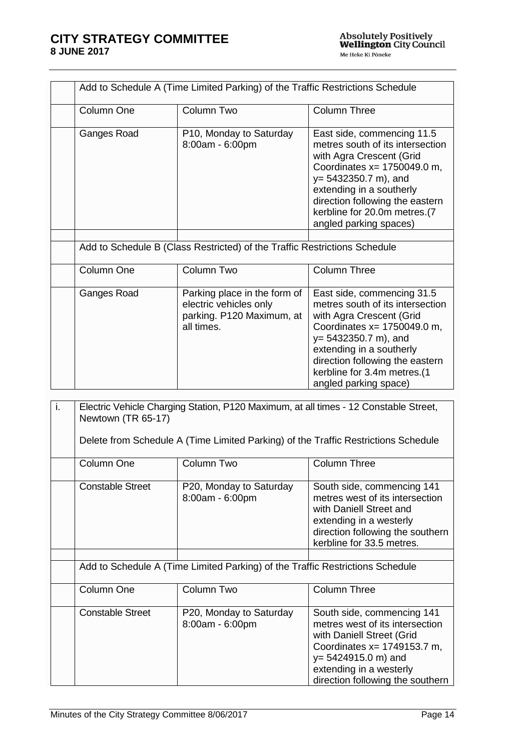| | Add to Schedule A (Time Limited Parking) of the Traffic Restrictions Schedule | | |
|---|---|---|---|
| | Column One | Column Two | Column Three |
| | Ganges Road | P10, Monday to Saturday 8:00am - 6:00pm | East side, commencing 11.5 metres south of its intersection with Agra Crescent (Grid Coordinates x= 1750049.0 m, y= 5432350.7 m), and extending in a southerly direction following the eastern kerbline for 20.0m metres.(7 angled parking spaces) |
| | | | |
| | Add to Schedule B (Class Restricted) of the Traffic Restrictions Schedule | | |
| | Column One | Column Two | Column Three |
| | Ganges Road | Parking place in the form of electric vehicles only parking. P120 Maximum, at all times. | East side, commencing 31.5 metres south of its intersection with Agra Crescent (Grid Coordinates x= 1750049.0 m, y= 5432350.7 m), and extending in a southerly direction following the eastern kerbline for 3.4m metres.(1 angled parking space) |

| i. | Electric Vehicle Charging Station, P120 Maximum, at all times - 12 Constable Street, Newtown (TR 65-17)<br><br>Delete from Schedule A (Time Limited Parking) of the Traffic Restrictions Schedule | | |
|---|---|---|---|
| | Column One | Column Two | Column Three |
| | Constable Street | P20, Monday to Saturday 8:00am - 6:00pm | South side, commencing 141 metres west of its intersection with Daniell Street and extending in a westerly direction following the southern kerbline for 33.5 metres. |
| | | | |
| | Add to Schedule A (Time Limited Parking) of the Traffic Restrictions Schedule | | |
| | Column One | Column Two | Column Three |
| | Constable Street | P20, Monday to Saturday 8:00am - 6:00pm | South side, commencing 141 metres west of its intersection with Daniell Street (Grid Coordinates x= 1749153.7 m, y= 5424915.0 m) and extending in a westerly direction following the southern |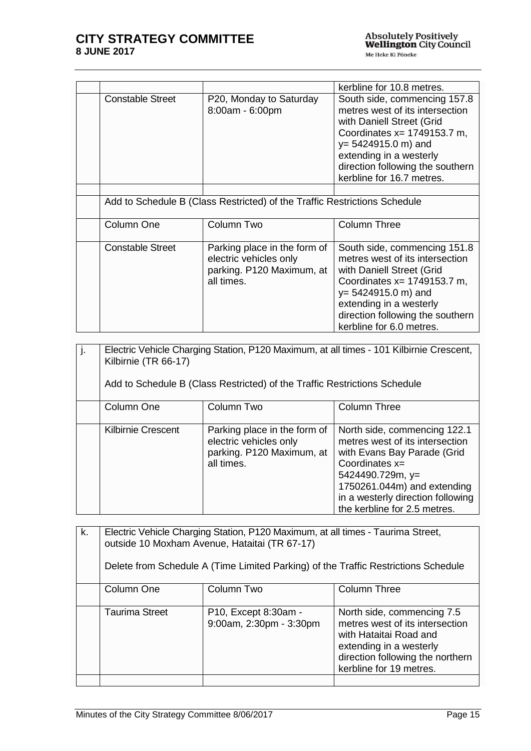| | | | |
|---|---|---|---|
| | | | kerbline for 10.8 metres. |
| | Constable Street | P20, Monday to Saturday 8:00am - 6:00pm | South side, commencing 157.8 metres west of its intersection with Daniell Street (Grid Coordinates x= 1749153.7 m, y= 5424915.0 m) and extending in a westerly direction following the southern kerbline for 16.7 metres. |
| | | | |
| | Add to Schedule B (Class Restricted) of the Traffic Restrictions Schedule | | |
| | Column One | Column Two | Column Three |
| | Constable Street | Parking place in the form of electric vehicles only parking. P120 Maximum, at all times. | South side, commencing 151.8 metres west of its intersection with Daniell Street (Grid Coordinates x= 1749153.7 m, y= 5424915.0 m) and extending in a westerly direction following the southern kerbline for 6.0 metres. |

| | | | |
|---|---|---|---|
| j. | Electric Vehicle Charging Station, P120 Maximum, at all times - 101 Kilbirnie Crescent, Kilbirnie (TR 66-17)<br><br>Add to Schedule B (Class Restricted) of the Traffic Restrictions Schedule | | |
| | Column One | Column Two | Column Three |
| | Kilbirnie Crescent | Parking place in the form of electric vehicles only parking. P120 Maximum, at all times. | North side, commencing 122.1 metres west of its intersection with Evans Bay Parade (Grid Coordinates x= 5424490.729m, y= 1750261.044m) and extending in a westerly direction following the kerbline for 2.5 metres. |

| | | | |
|---|---|---|---|
| k. | Electric Vehicle Charging Station, P120 Maximum, at all times - Taurima Street, outside 10 Moxham Avenue, Hataitai (TR 67-17)<br><br>Delete from Schedule A (Time Limited Parking) of the Traffic Restrictions Schedule | | |
| | Column One | Column Two | Column Three |
| | Taurima Street | P10, Except 8:30am - 9:00am, 2:30pm - 3:30pm | North side, commencing 7.5 metres west of its intersection with Hataitai Road and extending in a westerly direction following the northern kerbline for 19 metres. |
| | | | |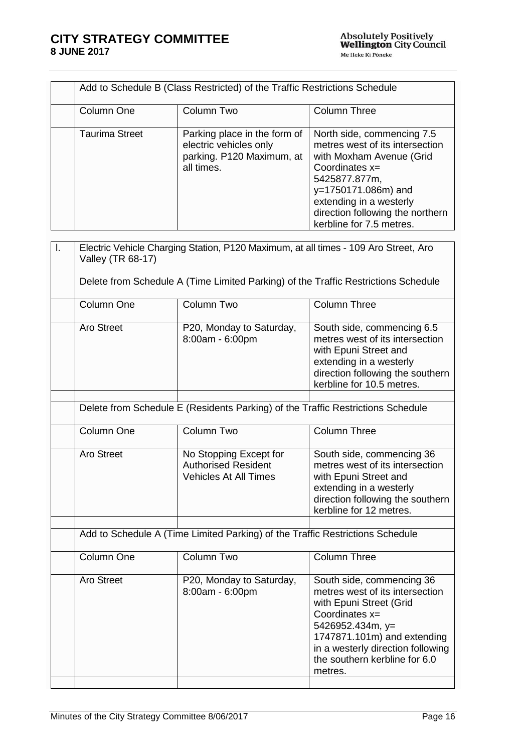| | Add to Schedule B (Class Restricted) of the Traffic Restrictions Schedule | | |
|---|---|---|---|
| | Column One | Column Two | Column Three |
| | Taurima Street | Parking place in the form of electric vehicles only parking. P120 Maximum, at all times. | North side, commencing 7.5 metres west of its intersection with Moxham Avenue (Grid Coordinates x= 5425877.877m, y=1750171.086m) and extending in a westerly direction following the northern kerbline for 7.5 metres. |

| l. | Electric Vehicle Charging Station, P120 Maximum, at all times - 109 Aro Street, Aro Valley (TR 68-17)<br><br>Delete from Schedule A (Time Limited Parking) of the Traffic Restrictions Schedule | | |
|---|---|---|---|
| | Column One | Column Two | Column Three |
| | Aro Street | P20, Monday to Saturday, 8:00am - 6:00pm | South side, commencing 6.5 metres west of its intersection with Epuni Street and extending in a westerly direction following the southern kerbline for 10.5 metres. |
| | | | |
| | Delete from Schedule E (Residents Parking) of the Traffic Restrictions Schedule | | |
| | Column One | Column Two | Column Three |
| | Aro Street | No Stopping Except for Authorised Resident Vehicles At All Times | South side, commencing 36 metres west of its intersection with Epuni Street and extending in a westerly direction following the southern kerbline for 12 metres. |
| | | | |
| | Add to Schedule A (Time Limited Parking) of the Traffic Restrictions Schedule | | |
| | Column One | Column Two | Column Three |
| | Aro Street | P20, Monday to Saturday, 8:00am - 6:00pm | South side, commencing 36 metres west of its intersection with Epuni Street (Grid Coordinates x= 5426952.434m, y= 1747871.101m) and extending in a westerly direction following the southern kerbline for 6.0 metres. |
| | | | |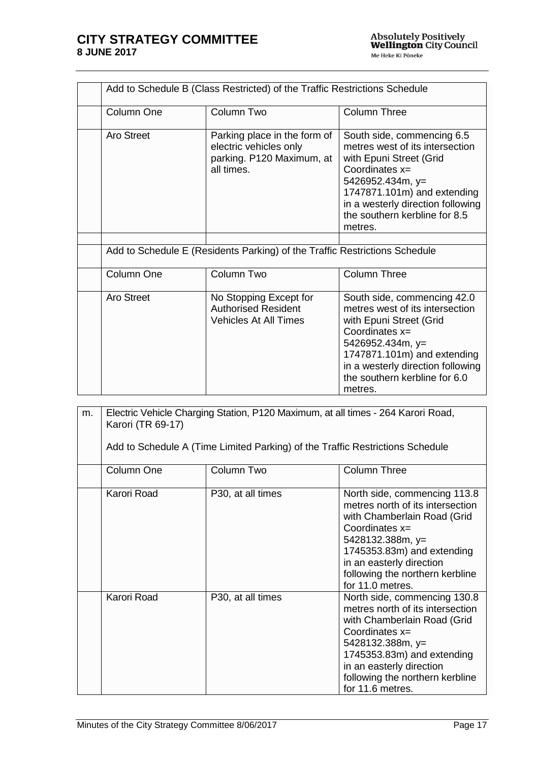| | Add to Schedule B (Class Restricted) of the Traffic Restrictions Schedule | | |
|---|---|---|---|
| | Column One | Column Two | Column Three |
| | Aro Street | Parking place in the form of electric vehicles only parking. P120 Maximum, at all times. | South side, commencing 6.5 metres west of its intersection with Epuni Street (Grid Coordinates x= 5426952.434m, y= 1747871.101m) and extending in a westerly direction following the southern kerbline for 8.5 metres. |
| | | | |
| | Add to Schedule E (Residents Parking) of the Traffic Restrictions Schedule | | |
| | Column One | Column Two | Column Three |
| | Aro Street | No Stopping Except for Authorised Resident Vehicles At All Times | South side, commencing 42.0 metres west of its intersection with Epuni Street (Grid Coordinates x= 5426952.434m, y= 1747871.101m) and extending in a westerly direction following the southern kerbline for 6.0 metres. |

| m. | Electric Vehicle Charging Station, P120 Maximum, at all times - 264 Karori Road, Karori (TR 69-17)<br><br>Add to Schedule A (Time Limited Parking) of the Traffic Restrictions Schedule | | |
|---|---|---|---|
| | Column One | Column Two | Column Three |
| | Karori Road | P30, at all times | North side, commencing 113.8 metres north of its intersection with Chamberlain Road (Grid Coordinates x= 5428132.388m, y= 1745353.83m) and extending in an easterly direction following the northern kerbline for 11.0 metres. |
| | Karori Road | P30, at all times | North side, commencing 130.8 metres north of its intersection with Chamberlain Road (Grid Coordinates x= 5428132.388m, y= 1745353.83m) and extending in an easterly direction following the northern kerbline for 11.6 metres. |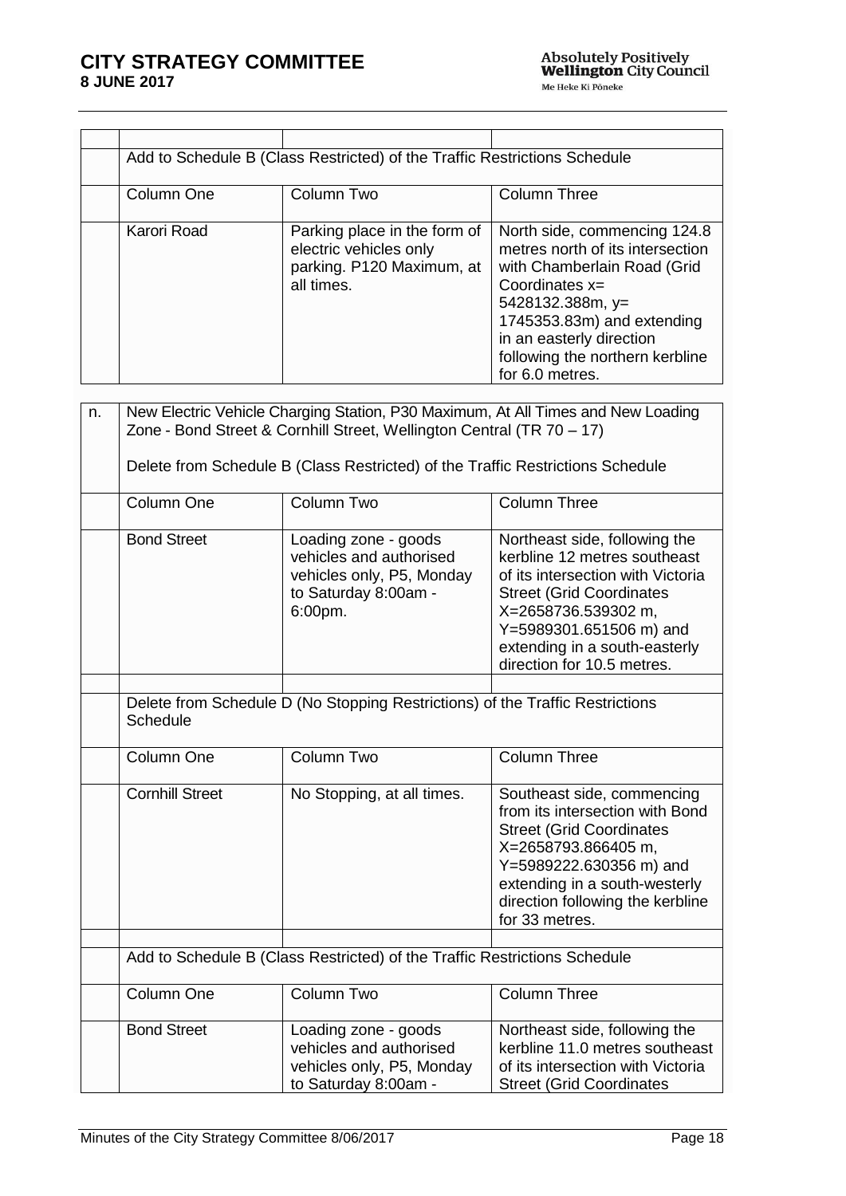| | | | |
|---|---|---|---|
| | Add to Schedule B (Class Restricted) of the Traffic Restrictions Schedule | | |
| | Column One | Column Two | Column Three |
| | Karori Road | Parking place in the form of electric vehicles only parking. P120 Maximum, at all times. | North side, commencing 124.8 metres north of its intersection with Chamberlain Road (Grid Coordinates x= 5428132.388m, y= 1745353.83m) and extending in an easterly direction following the northern kerbline for 6.0 metres. |

| | | | |
|---|---|---|---|
| n. | New Electric Vehicle Charging Station, P30 Maximum, At All Times and New Loading Zone - Bond Street & Cornhill Street, Wellington Central (TR 70 – 17)<br><br>Delete from Schedule B (Class Restricted) of the Traffic Restrictions Schedule | | |
| | Column One | Column Two | Column Three |
| | Bond Street | Loading zone - goods vehicles and authorised vehicles only, P5, Monday to Saturday 8:00am - 6:00pm. | Northeast side, following the kerbline 12 metres southeast of its intersection with Victoria Street (Grid Coordinates X=2658736.539302 m, Y=5989301.651506 m) and extending in a south-easterly direction for 10.5 metres. |
| | | | |
| | Delete from Schedule D (No Stopping Restrictions) of the Traffic Restrictions Schedule | | |
| | Column One | Column Two | Column Three |
| | Cornhill Street | No Stopping, at all times. | Southeast side, commencing from its intersection with Bond Street (Grid Coordinates X=2658793.866405 m, Y=5989222.630356 m) and extending in a south-westerly direction following the kerbline for 33 metres. |
| | | | |
| | Add to Schedule B (Class Restricted) of the Traffic Restrictions Schedule | | |
| | Column One | Column Two | Column Three |
| | Bond Street | Loading zone - goods vehicles and authorised vehicles only, P5, Monday to Saturday 8:00am - | Northeast side, following the kerbline 11.0 metres southeast of its intersection with Victoria Street (Grid Coordinates |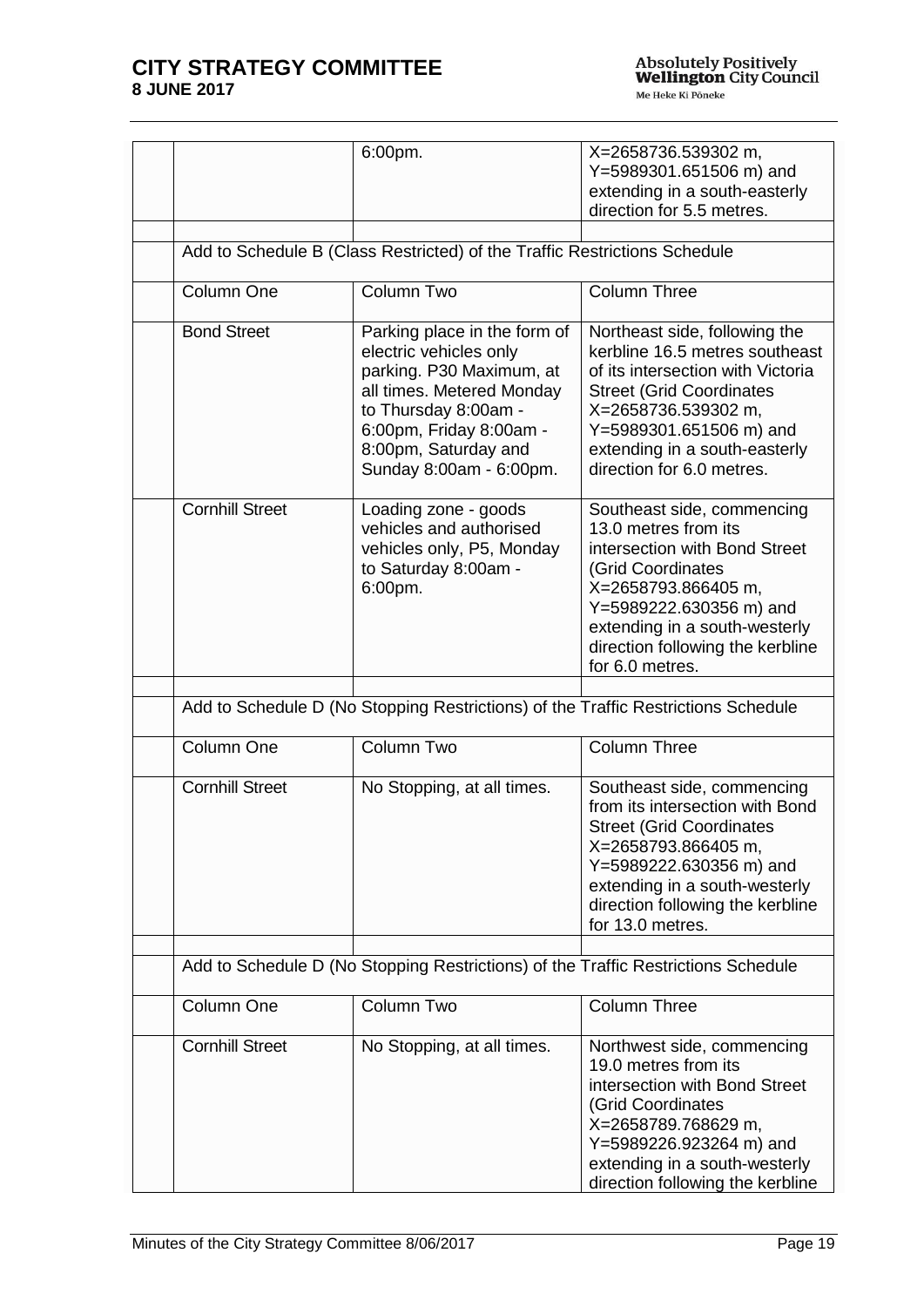| | | | |
|---|---|---|---|
| | | 6:00pm. | X=2658736.539302 m, Y=5989301.651506 m) and extending in a south-easterly direction for 5.5 metres. |
| | | | |
| | Add to Schedule B (Class Restricted) of the Traffic Restrictions Schedule | | |
| | Column One | Column Two | Column Three |
| | Bond Street | Parking place in the form of electric vehicles only parking. P30 Maximum, at all times. Metered Monday to Thursday 8:00am - 6:00pm, Friday 8:00am - 8:00pm, Saturday and Sunday 8:00am - 6:00pm. | Northeast side, following the kerbline 16.5 metres southeast of its intersection with Victoria Street (Grid Coordinates X=2658736.539302 m, Y=5989301.651506 m) and extending in a south-easterly direction for 6.0 metres. |
| | Cornhill Street | Loading zone - goods vehicles and authorised vehicles only, P5, Monday to Saturday 8:00am - 6:00pm. | Southeast side, commencing 13.0 metres from its intersection with Bond Street (Grid Coordinates X=2658793.866405 m, Y=5989222.630356 m) and extending in a south-westerly direction following the kerbline for 6.0 metres. |
| | | | |
| | Add to Schedule D (No Stopping Restrictions) of the Traffic Restrictions Schedule | | |
| | Column One | Column Two | Column Three |
| | Cornhill Street | No Stopping, at all times. | Southeast side, commencing from its intersection with Bond Street (Grid Coordinates X=2658793.866405 m, Y=5989222.630356 m) and extending in a south-westerly direction following the kerbline for 13.0 metres. |
| | | | |
| | Add to Schedule D (No Stopping Restrictions) of the Traffic Restrictions Schedule | | |
| | Column One | Column Two | Column Three |
| | Cornhill Street | No Stopping, at all times. | Northwest side, commencing 19.0 metres from its intersection with Bond Street (Grid Coordinates X=2658789.768629 m, Y=5989226.923264 m) and extending in a south-westerly direction following the kerbline |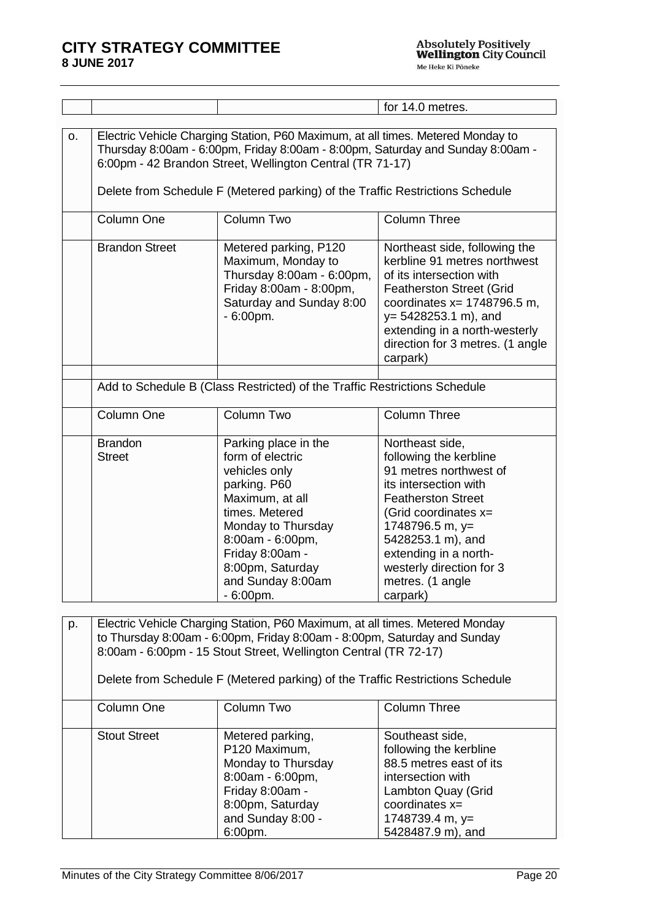| | | | for 14.0 metres. |
|---|---|---|---|

| o. | Electric Vehicle Charging Station, P60 Maximum, at all times. Metered Monday to Thursday 8:00am - 6:00pm, Friday 8:00am - 8:00pm, Saturday and Sunday 8:00am - 6:00pm - 42 Brandon Street, Wellington Central (TR 71-17) | | |
|---|---|---|---|
| | Delete from Schedule F (Metered parking) of the Traffic Restrictions Schedule | | |
| | Column One | Column Two | Column Three |
| | Brandon Street | Metered parking, P120 Maximum, Monday to Thursday 8:00am - 6:00pm, Friday 8:00am - 8:00pm, Saturday and Sunday 8:00 - 6:00pm. | Northeast side, following the kerbline 91 metres northwest of its intersection with Featherston Street (Grid coordinates x= 1748796.5 m, y= 5428253.1 m), and extending in a north-westerly direction for 3 metres. (1 angle carpark) |
| | | | |
| | Add to Schedule B (Class Restricted) of the Traffic Restrictions Schedule | | |
| | Column One | Column Two | Column Three |
| | Brandon Street | Parking place in the form of electric vehicles only parking. P60 Maximum, at all times. Metered Monday to Thursday 8:00am - 6:00pm, Friday 8:00am - 8:00pm, Saturday and Sunday 8:00am - 6:00pm. | Northeast side, following the kerbline 91 metres northwest of its intersection with Featherston Street (Grid coordinates x= 1748796.5 m, y= 5428253.1 m), and extending in a north-westerly direction for 3 metres. (1 angle carpark) |

| p. | Electric Vehicle Charging Station, P60 Maximum, at all times. Metered Monday to Thursday 8:00am - 6:00pm, Friday 8:00am - 8:00pm, Saturday and Sunday 8:00am - 6:00pm - 15 Stout Street, Wellington Central (TR 72-17) | | |
|---|---|---|---|
| | Delete from Schedule F (Metered parking) of the Traffic Restrictions Schedule | | |
| | Column One | Column Two | Column Three |
| | Stout Street | Metered parking, P120 Maximum, Monday to Thursday 8:00am - 6:00pm, Friday 8:00am - 8:00pm, Saturday and Sunday 8:00 - 6:00pm. | Southeast side, following the kerbline 88.5 metres east of its intersection with Lambton Quay (Grid coordinates x= 1748739.4 m, y= 5428487.9 m), and |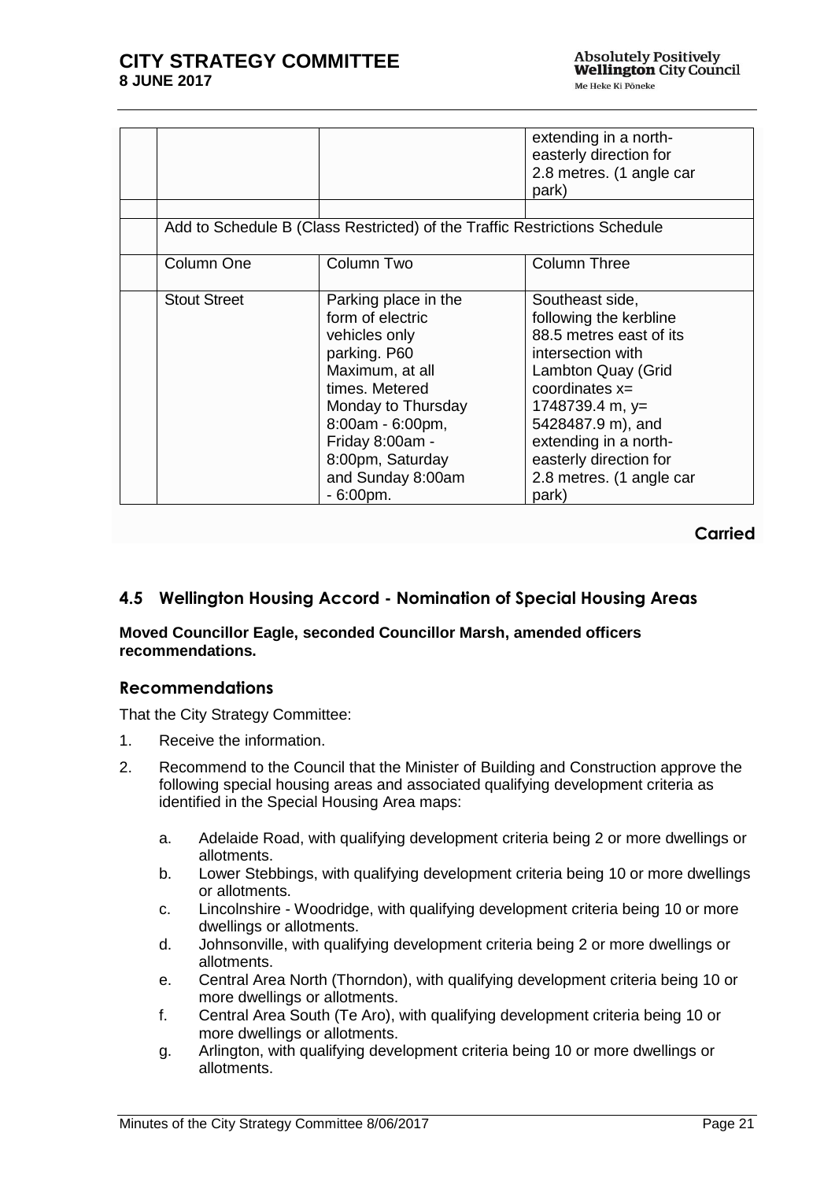| | | | |
|---|---|---|---|
| | | | extending in a north-easterly direction for 2.8 metres. (1 angle car park) |
| | | | |
| | Add to Schedule B (Class Restricted) of the Traffic Restrictions Schedule | | |
| | Column One | Column Two | Column Three |
| | Stout Street | Parking place in the form of electric vehicles only parking. P60 Maximum, at all times. Metered Monday to Thursday 8:00am - 6:00pm, Friday 8:00am - 8:00pm, Saturday and Sunday 8:00am - 6:00pm. | Southeast side, following the kerbline 88.5 metres east of its intersection with Lambton Quay (Grid coordinates x= 1748739.4 m, y= 5428487.9 m), and extending in a north-easterly direction for 2.8 metres. (1 angle car park) |

**Carried**

## 4.5 Wellington Housing Accord - Nomination of Special Housing Areas

**Moved Councillor Eagle, seconded Councillor Marsh, amended officers recommendations.**

### Recommendations

That the City Strategy Committee:

1. Receive the information.
2. Recommend to the Council that the Minister of Building and Construction approve the following special housing areas and associated qualifying development criteria as identified in the Special Housing Area maps:

    a. Adelaide Road, with qualifying development criteria being 2 or more dwellings or allotments.
    b. Lower Stebbings, with qualifying development criteria being 10 or more dwellings or allotments.
    c. Lincolnshire - Woodridge, with qualifying development criteria being 10 or more dwellings or allotments.
    d. Johnsonville, with qualifying development criteria being 2 or more dwellings or allotments.
    e. Central Area North (Thorndon), with qualifying development criteria being 10 or more dwellings or allotments.
    f. Central Area South (Te Aro), with qualifying development criteria being 10 or more dwellings or allotments.
    g. Arlington, with qualifying development criteria being 10 or more dwellings or allotments.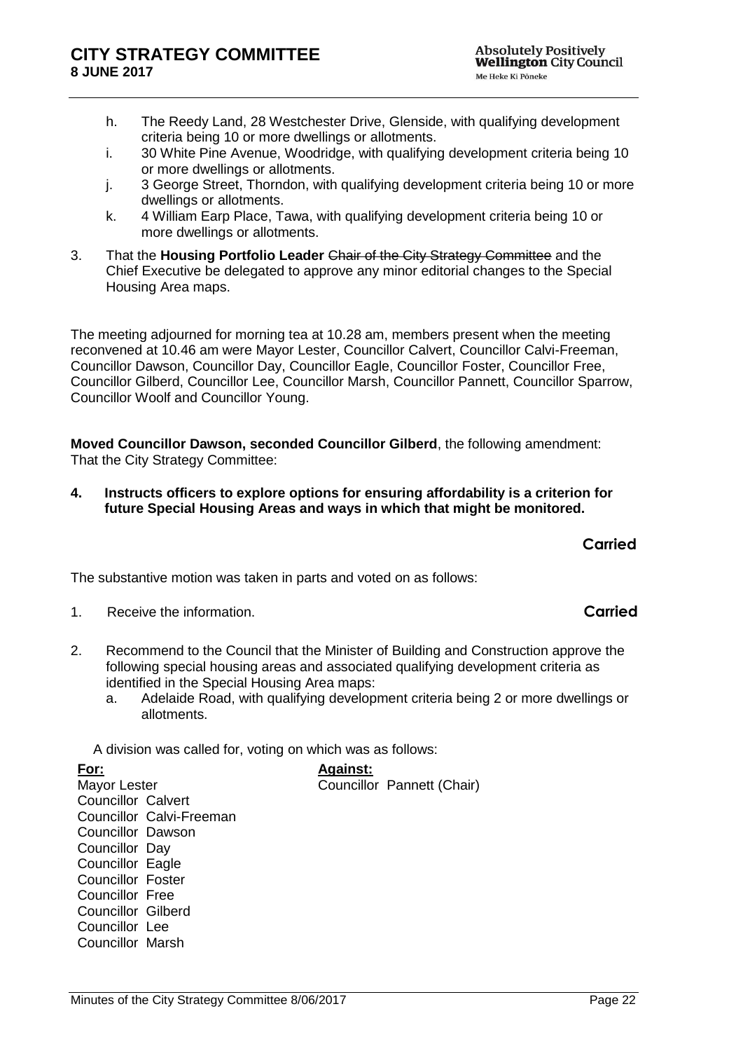h. The Reedy Land, 28 Westchester Drive, Glenside, with qualifying development criteria being 10 or more dwellings or allotments.

i. 30 White Pine Avenue, Woodridge, with qualifying development criteria being 10 or more dwellings or allotments.

j. 3 George Street, Thorndon, with qualifying development criteria being 10 or more dwellings or allotments.

k. 4 William Earp Place, Tawa, with qualifying development criteria being 10 or more dwellings or allotments.

3. That the **Housing Portfolio Leader** ~~Chair of the City Strategy Committee~~ and the Chief Executive be delegated to approve any minor editorial changes to the Special Housing Area maps.

The meeting adjourned for morning tea at 10.28 am, members present when the meeting reconvened at 10.46 am were Mayor Lester, Councillor Calvert, Councillor Calvi-Freeman, Councillor Dawson, Councillor Day, Councillor Eagle, Councillor Foster, Councillor Free, Councillor Gilberd, Councillor Lee, Councillor Marsh, Councillor Pannett, Councillor Sparrow, Councillor Woolf and Councillor Young.

**Moved Councillor Dawson, seconded Councillor Gilberd**, the following amendment:
That the City Strategy Committee:

**4. Instructs officers to explore options for ensuring affordability is a criterion for future Special Housing Areas and ways in which that might be monitored.**

**Carried**

The substantive motion was taken in parts and voted on as follows:

1. Receive the information. **Carried**

2. Recommend to the Council that the Minister of Building and Construction approve the following special housing areas and associated qualifying development criteria as identified in the Special Housing Area maps:
   a. Adelaide Road, with qualifying development criteria being 2 or more dwellings or allotments.

A division was called for, voting on which was as follows:

| **For:** | **Against:** |
|---|---|
| Mayor Lester | Councillor Pannett (Chair) |
| Councillor Calvert | |
| Councillor Calvi-Freeman | |
| Councillor Dawson | |
| Councillor Day | |
| Councillor Eagle | |
| Councillor Foster | |
| Councillor Free | |
| Councillor Gilberd | |
| Councillor Lee | |
| Councillor Marsh | |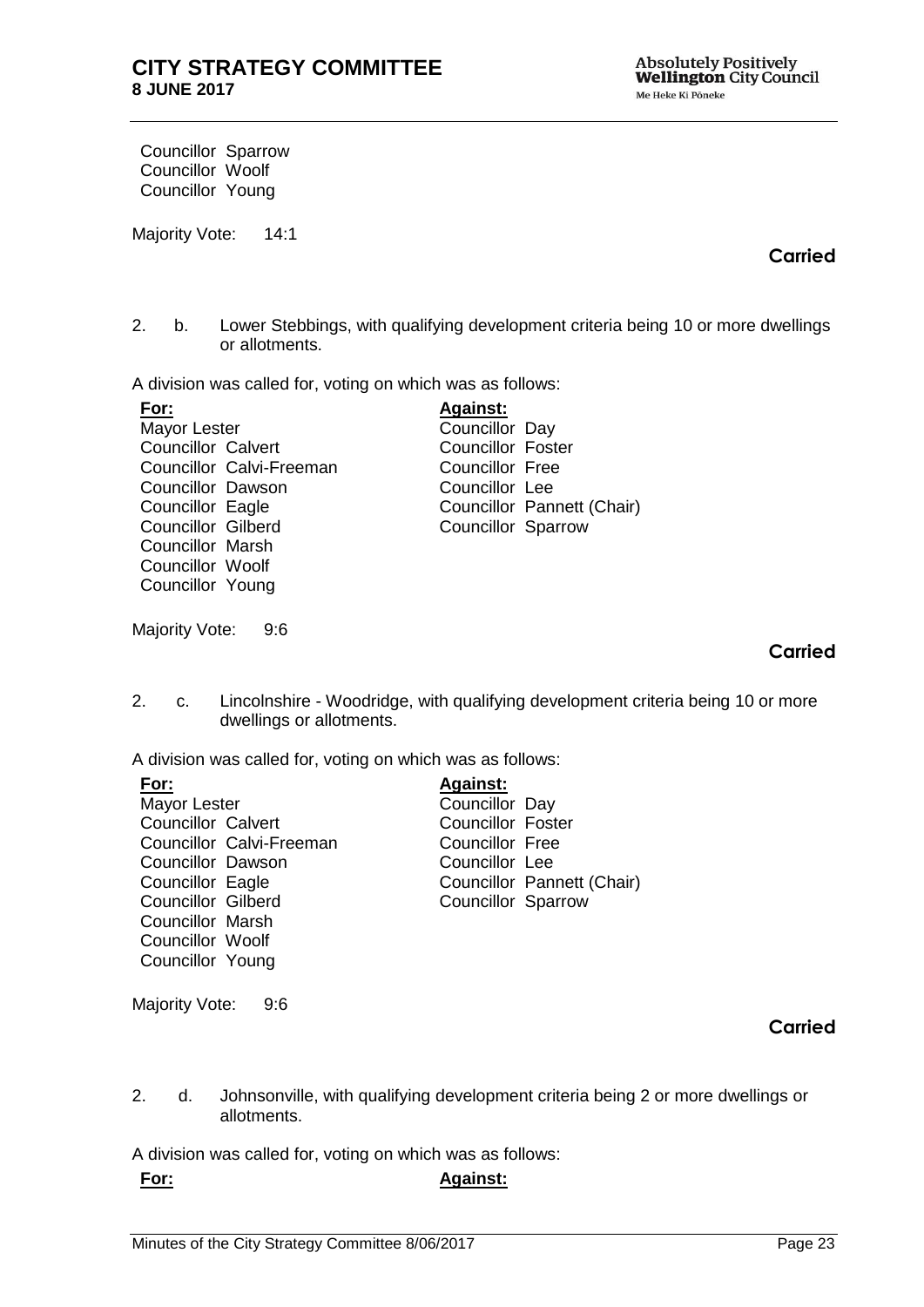Councillor Sparrow
Councillor Woolf
Councillor Young

Majority Vote: 14:1

**Carried**

2. b. Lower Stebbings, with qualifying development criteria being 10 or more dwellings or allotments.

A division was called for, voting on which was as follows:

| **For:** | **Against:** |
| --- | --- |
| Mayor Lester | Councillor Day |
| Councillor Calvert | Councillor Foster |
| Councillor Calvi-Freeman | Councillor Free |
| Councillor Dawson | Councillor Lee |
| Councillor Eagle | Councillor Pannett (Chair) |
| Councillor Gilberd | Councillor Sparrow |
| Councillor Marsh | |
| Councillor Woolf | |
| Councillor Young | |

Majority Vote: 9:6

**Carried**

2. c. Lincolnshire - Woodridge, with qualifying development criteria being 10 or more dwellings or allotments.

A division was called for, voting on which was as follows:

| **For:** | **Against:** |
| --- | --- |
| Mayor Lester | Councillor Day |
| Councillor Calvert | Councillor Foster |
| Councillor Calvi-Freeman | Councillor Free |
| Councillor Dawson | Councillor Lee |
| Councillor Eagle | Councillor Pannett (Chair) |
| Councillor Gilberd | Councillor Sparrow |
| Councillor Marsh | |
| Councillor Woolf | |
| Councillor Young | |

Majority Vote: 9:6

**Carried**

2. d. Johnsonville, with qualifying development criteria being 2 or more dwellings or allotments.

A division was called for, voting on which was as follows:

**For:** **Against:**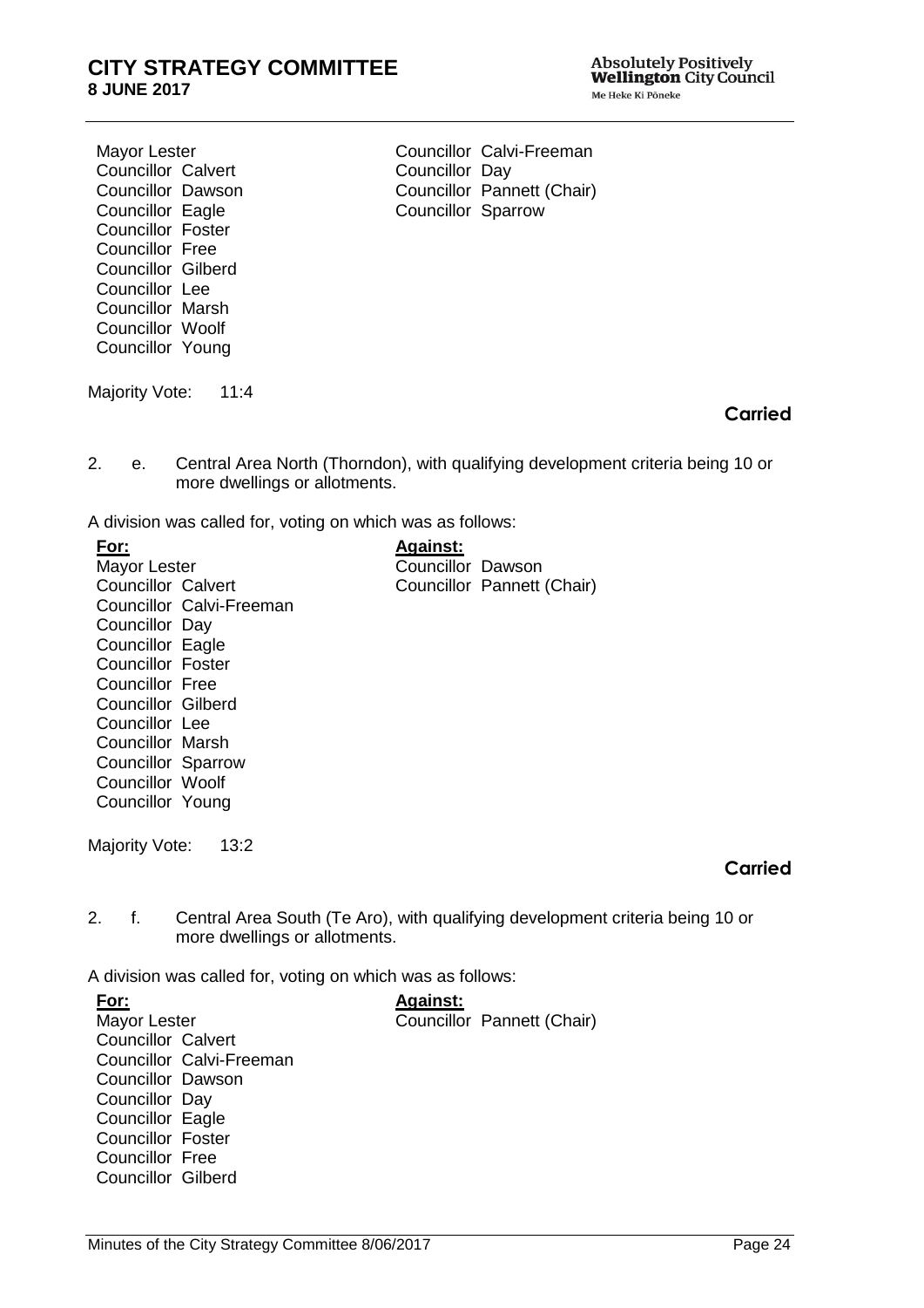| | |
|---|---|
| Mayor Lester | Councillor Calvi-Freeman |
| Councillor Calvert | Councillor Day |
| Councillor Dawson | Councillor Pannett (Chair) |
| Councillor Eagle | Councillor Sparrow |
| Councillor Foster | |
| Councillor Free | |
| Councillor Gilberd | |
| Councillor Lee | |
| Councillor Marsh | |
| Councillor Woolf | |
| Councillor Young | |

Majority Vote: 11:4

**Carried**

2. e. Central Area North (Thorndon), with qualifying development criteria being 10 or more dwellings or allotments.

A division was called for, voting on which was as follows:

| **For:** | **Against:** |
|---|---|
| Mayor Lester | Councillor Dawson |
| Councillor Calvert | Councillor Pannett (Chair) |
| Councillor Calvi-Freeman | |
| Councillor Day | |
| Councillor Eagle | |
| Councillor Foster | |
| Councillor Free | |
| Councillor Gilberd | |
| Councillor Lee | |
| Councillor Marsh | |
| Councillor Sparrow | |
| Councillor Woolf | |
| Councillor Young | |

Majority Vote: 13:2

**Carried**

2. f. Central Area South (Te Aro), with qualifying development criteria being 10 or more dwellings or allotments.

A division was called for, voting on which was as follows:

| **For:** | **Against:** |
|---|---|
| Mayor Lester | Councillor Pannett (Chair) |
| Councillor Calvert | |
| Councillor Calvi-Freeman | |
| Councillor Dawson | |
| Councillor Day | |
| Councillor Eagle | |
| Councillor Foster | |
| Councillor Free | |
| Councillor Gilberd | |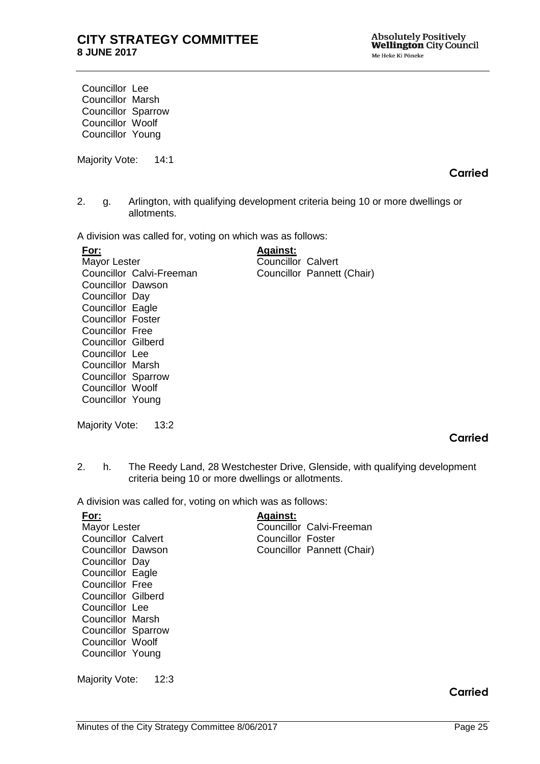Councillor Lee
Councillor Marsh
Councillor Sparrow
Councillor Woolf
Councillor Young

Majority Vote: 14:1

**Carried**

2. g. Arlington, with qualifying development criteria being 10 or more dwellings or allotments.

A division was called for, voting on which was as follows:

| **For:** | **Against:** |
|---|---|
| Mayor Lester | Councillor Calvert |
| Councillor Calvi-Freeman | Councillor Pannett (Chair) |
| Councillor Dawson | |
| Councillor Day | |
| Councillor Eagle | |
| Councillor Foster | |
| Councillor Free | |
| Councillor Gilberd | |
| Councillor Lee | |
| Councillor Marsh | |
| Councillor Sparrow | |
| Councillor Woolf | |
| Councillor Young | |

Majority Vote: 13:2

**Carried**

2. h. The Reedy Land, 28 Westchester Drive, Glenside, with qualifying development criteria being 10 or more dwellings or allotments.

A division was called for, voting on which was as follows:

| **For:** | **Against:** |
|---|---|
| Mayor Lester | Councillor Calvi-Freeman |
| Councillor Calvert | Councillor Foster |
| Councillor Dawson | Councillor Pannett (Chair) |
| Councillor Day | |
| Councillor Eagle | |
| Councillor Free | |
| Councillor Gilberd | |
| Councillor Lee | |
| Councillor Marsh | |
| Councillor Sparrow | |
| Councillor Woolf | |
| Councillor Young | |

Majority Vote: 12:3

**Carried**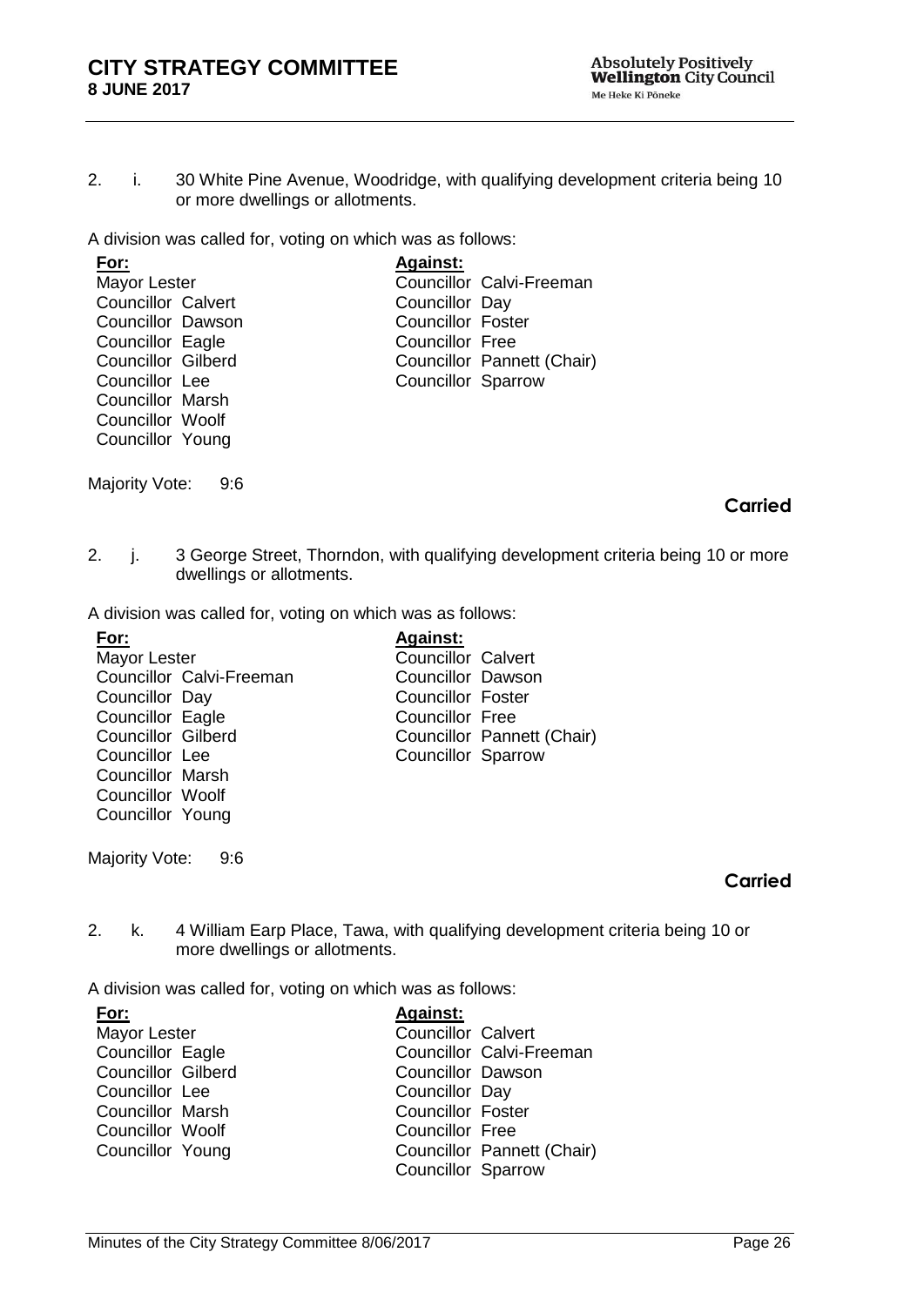2. i. 30 White Pine Avenue, Woodridge, with qualifying development criteria being 10 or more dwellings or allotments.

A division was called for, voting on which was as follows:

| **For:** | **Against:** |
|---|---|
| Mayor Lester | Councillor Calvi-Freeman |
| Councillor Calvert | Councillor Day |
| Councillor Dawson | Councillor Foster |
| Councillor Eagle | Councillor Free |
| Councillor Gilberd | Councillor Pannett (Chair) |
| Councillor Lee | Councillor Sparrow |
| Councillor Marsh | |
| Councillor Woolf | |
| Councillor Young | |

Majority Vote: 9:6

**Carried**

2. j. 3 George Street, Thorndon, with qualifying development criteria being 10 or more dwellings or allotments.

A division was called for, voting on which was as follows:

| **For:** | **Against:** |
|---|---|
| Mayor Lester | Councillor Calvert |
| Councillor Calvi-Freeman | Councillor Dawson |
| Councillor Day | Councillor Foster |
| Councillor Eagle | Councillor Free |
| Councillor Gilberd | Councillor Pannett (Chair) |
| Councillor Lee | Councillor Sparrow |
| Councillor Marsh | |
| Councillor Woolf | |
| Councillor Young | |

Majority Vote: 9:6

**Carried**

2. k. 4 William Earp Place, Tawa, with qualifying development criteria being 10 or more dwellings or allotments.

A division was called for, voting on which was as follows:

| **For:** | **Against:** |
|---|---|
| Mayor Lester | Councillor Calvert |
| Councillor Eagle | Councillor Calvi-Freeman |
| Councillor Gilberd | Councillor Dawson |
| Councillor Lee | Councillor Day |
| Councillor Marsh | Councillor Foster |
| Councillor Woolf | Councillor Free |
| Councillor Young | Councillor Pannett (Chair) |
| | Councillor Sparrow |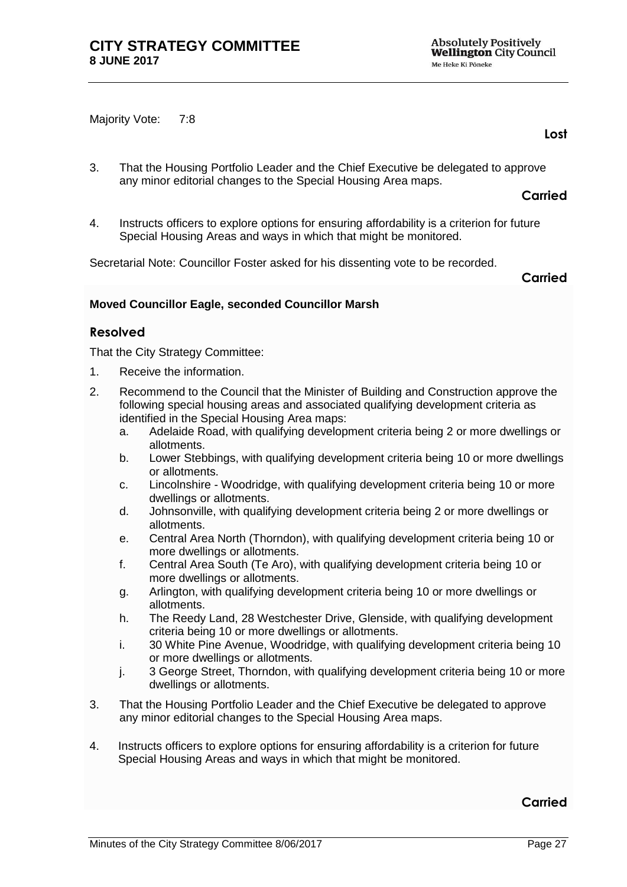Majority Vote: 7:8

**Lost**

3. That the Housing Portfolio Leader and the Chief Executive be delegated to approve any minor editorial changes to the Special Housing Area maps.

**Carried**

4. Instructs officers to explore options for ensuring affordability is a criterion for future Special Housing Areas and ways in which that might be monitored.

Secretarial Note: Councillor Foster asked for his dissenting vote to be recorded.

**Carried**

**Moved Councillor Eagle, seconded Councillor Marsh**

### Resolved

That the City Strategy Committee:

1. Receive the information.
2. Recommend to the Council that the Minister of Building and Construction approve the following special housing areas and associated qualifying development criteria as identified in the Special Housing Area maps:
   a. Adelaide Road, with qualifying development criteria being 2 or more dwellings or allotments.
   b. Lower Stebbings, with qualifying development criteria being 10 or more dwellings or allotments.
   c. Lincolnshire - Woodridge, with qualifying development criteria being 10 or more dwellings or allotments.
   d. Johnsonville, with qualifying development criteria being 2 or more dwellings or allotments.
   e. Central Area North (Thorndon), with qualifying development criteria being 10 or more dwellings or allotments.
   f. Central Area South (Te Aro), with qualifying development criteria being 10 or more dwellings or allotments.
   g. Arlington, with qualifying development criteria being 10 or more dwellings or allotments.
   h. The Reedy Land, 28 Westchester Drive, Glenside, with qualifying development criteria being 10 or more dwellings or allotments.
   i. 30 White Pine Avenue, Woodridge, with qualifying development criteria being 10 or more dwellings or allotments.
   j. 3 George Street, Thorndon, with qualifying development criteria being 10 or more dwellings or allotments.
3. That the Housing Portfolio Leader and the Chief Executive be delegated to approve any minor editorial changes to the Special Housing Area maps.
4. Instructs officers to explore options for ensuring affordability is a criterion for future Special Housing Areas and ways in which that might be monitored.

**Carried**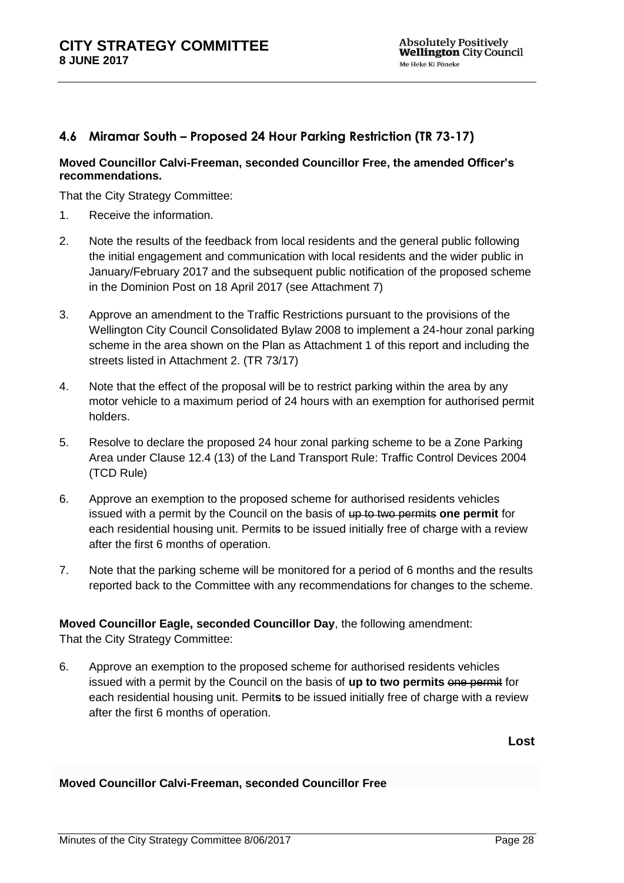## 4.6 Miramar South – Proposed 24 Hour Parking Restriction (TR 73-17)

**Moved Councillor Calvi-Freeman, seconded Councillor Free, the amended Officer's recommendations.**

That the City Strategy Committee:

1. Receive the information.
2. Note the results of the feedback from local residents and the general public following the initial engagement and communication with local residents and the wider public in January/February 2017 and the subsequent public notification of the proposed scheme in the Dominion Post on 18 April 2017 (see Attachment 7)
3. Approve an amendment to the Traffic Restrictions pursuant to the provisions of the Wellington City Council Consolidated Bylaw 2008 to implement a 24-hour zonal parking scheme in the area shown on the Plan as Attachment 1 of this report and including the streets listed in Attachment 2. (TR 73/17)
4. Note that the effect of the proposal will be to restrict parking within the area by any motor vehicle to a maximum period of 24 hours with an exemption for authorised permit holders.
5. Resolve to declare the proposed 24 hour zonal parking scheme to be a Zone Parking Area under Clause 12.4 (13) of the Land Transport Rule: Traffic Control Devices 2004 (TCD Rule)
6. Approve an exemption to the proposed scheme for authorised residents vehicles issued with a permit by the Council on the basis of ~~up to two permits~~ **one permit** for each residential housing unit. Permit~~s~~ to be issued initially free of charge with a review after the first 6 months of operation.
7. Note that the parking scheme will be monitored for a period of 6 months and the results reported back to the Committee with any recommendations for changes to the scheme.

**Moved Councillor Eagle, seconded Councillor Day**, the following amendment:
That the City Strategy Committee:

6. Approve an exemption to the proposed scheme for authorised residents vehicles issued with a permit by the Council on the basis of **up to two permits** ~~one permit~~ for each residential housing unit. Permit**s** to be issued initially free of charge with a review after the first 6 months of operation.

**Lost**

**Moved Councillor Calvi-Freeman, seconded Councillor Free**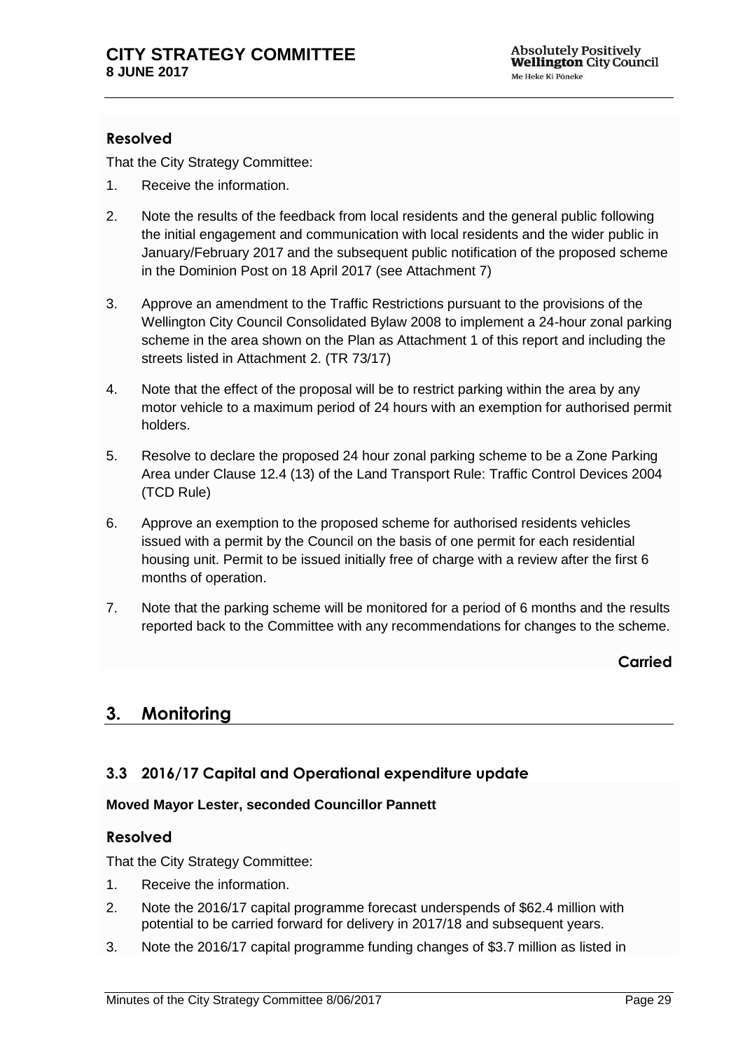### Resolved

That the City Strategy Committee:

1. Receive the information.

2. Note the results of the feedback from local residents and the general public following the initial engagement and communication with local residents and the wider public in January/February 2017 and the subsequent public notification of the proposed scheme in the Dominion Post on 18 April 2017 (see Attachment 7)

3. Approve an amendment to the Traffic Restrictions pursuant to the provisions of the Wellington City Council Consolidated Bylaw 2008 to implement a 24-hour zonal parking scheme in the area shown on the Plan as Attachment 1 of this report and including the streets listed in Attachment 2. (TR 73/17)

4. Note that the effect of the proposal will be to restrict parking within the area by any motor vehicle to a maximum period of 24 hours with an exemption for authorised permit holders.

5. Resolve to declare the proposed 24 hour zonal parking scheme to be a Zone Parking Area under Clause 12.4 (13) of the Land Transport Rule: Traffic Control Devices 2004 (TCD Rule)

6. Approve an exemption to the proposed scheme for authorised residents vehicles issued with a permit by the Council on the basis of one permit for each residential housing unit. Permit to be issued initially free of charge with a review after the first 6 months of operation.

7. Note that the parking scheme will be monitored for a period of 6 months and the results reported back to the Committee with any recommendations for changes to the scheme.

**Carried**

## 3. Monitoring

### 3.3 2016/17 Capital and Operational expenditure update

**Moved Mayor Lester, seconded Councillor Pannett**

### Resolved

That the City Strategy Committee:

1. Receive the information.
2. Note the 2016/17 capital programme forecast underspends of $62.4 million with potential to be carried forward for delivery in 2017/18 and subsequent years.
3. Note the 2016/17 capital programme funding changes of $3.7 million as listed in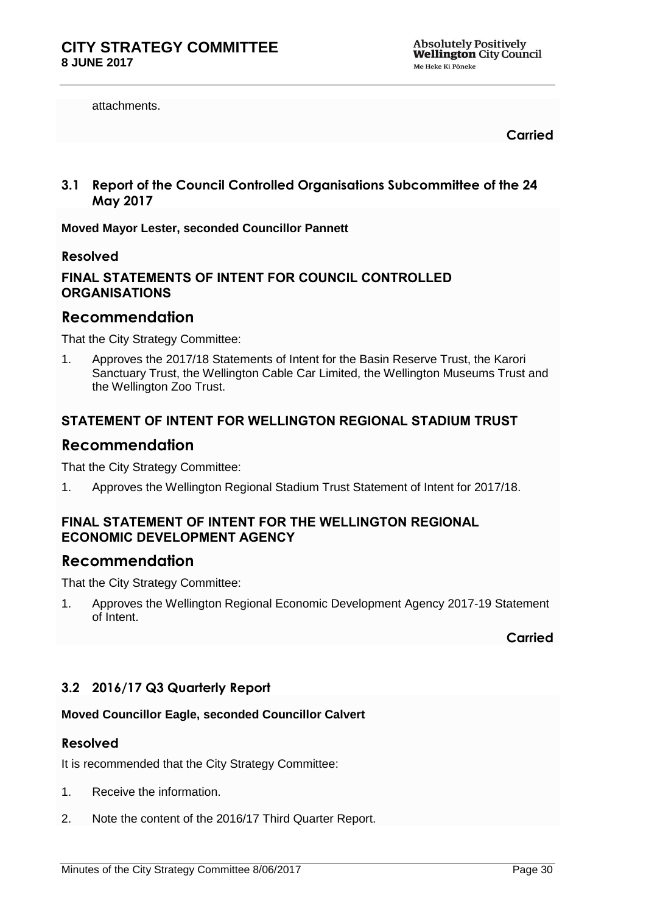attachments.

**Carried**

### 3.1 Report of the Council Controlled Organisations Subcommittee of the 24 May 2017

**Moved Mayor Lester, seconded Councillor Pannett**

**Resolved**

**FINAL STATEMENTS OF INTENT FOR COUNCIL CONTROLLED ORGANISATIONS**

## Recommendation

That the City Strategy Committee:

1. Approves the 2017/18 Statements of Intent for the Basin Reserve Trust, the Karori Sanctuary Trust, the Wellington Cable Car Limited, the Wellington Museums Trust and the Wellington Zoo Trust.

**STATEMENT OF INTENT FOR WELLINGTON REGIONAL STADIUM TRUST**

## Recommendation

That the City Strategy Committee:

1. Approves the Wellington Regional Stadium Trust Statement of Intent for 2017/18.

**FINAL STATEMENT OF INTENT FOR THE WELLINGTON REGIONAL ECONOMIC DEVELOPMENT AGENCY**

## Recommendation

That the City Strategy Committee:

1. Approves the Wellington Regional Economic Development Agency 2017-19 Statement of Intent.

**Carried**

### 3.2 2016/17 Q3 Quarterly Report

**Moved Councillor Eagle, seconded Councillor Calvert**

**Resolved**

It is recommended that the City Strategy Committee:

1. Receive the information.
2. Note the content of the 2016/17 Third Quarter Report.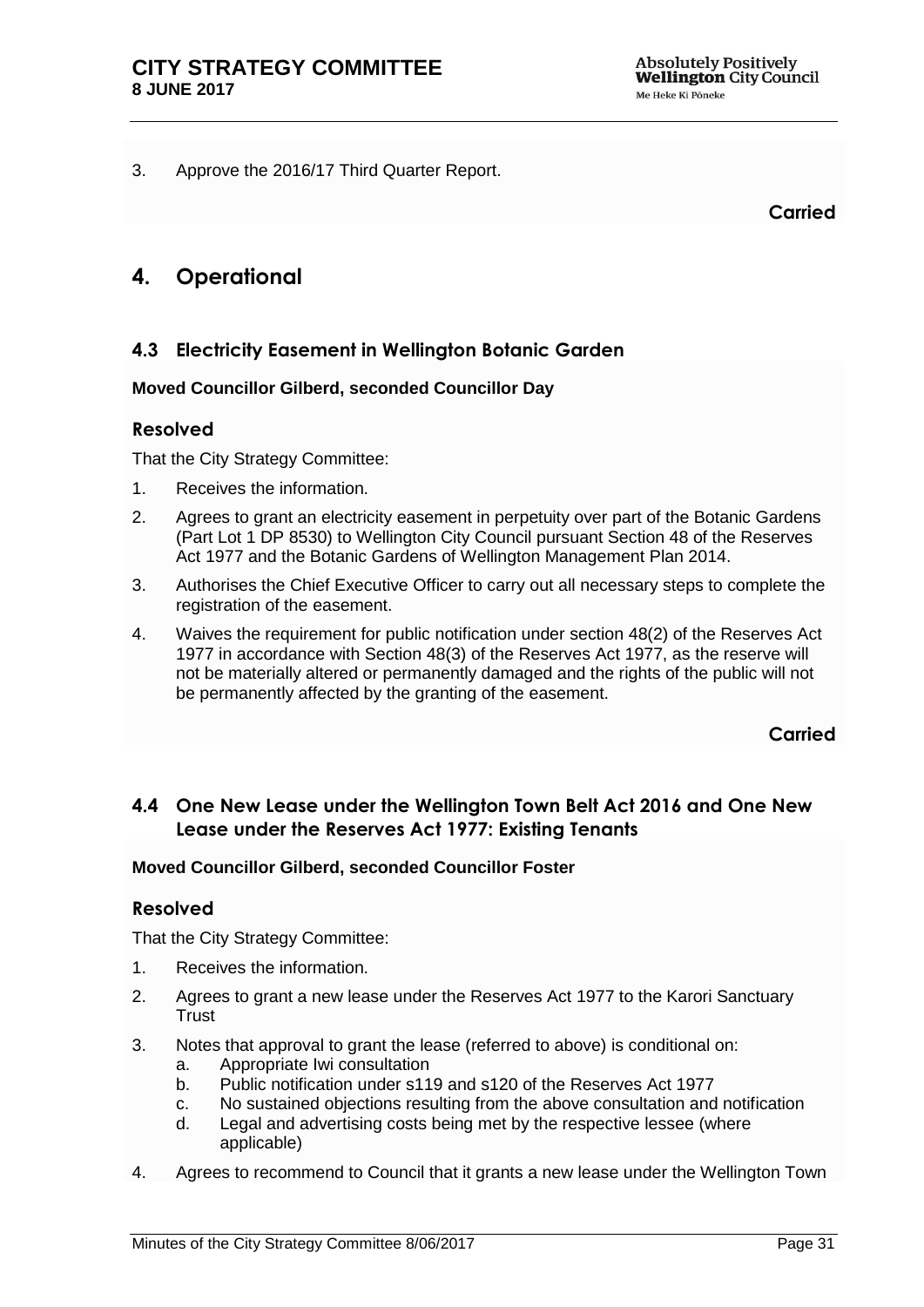3. Approve the 2016/17 Third Quarter Report.

**Carried**

# 4. Operational

## 4.3 Electricity Easement in Wellington Botanic Garden

**Moved Councillor Gilberd, seconded Councillor Day**

### Resolved

That the City Strategy Committee:

1. Receives the information.
2. Agrees to grant an electricity easement in perpetuity over part of the Botanic Gardens (Part Lot 1 DP 8530) to Wellington City Council pursuant Section 48 of the Reserves Act 1977 and the Botanic Gardens of Wellington Management Plan 2014.
3. Authorises the Chief Executive Officer to carry out all necessary steps to complete the registration of the easement.
4. Waives the requirement for public notification under section 48(2) of the Reserves Act 1977 in accordance with Section 48(3) of the Reserves Act 1977, as the reserve will not be materially altered or permanently damaged and the rights of the public will not be permanently affected by the granting of the easement.

**Carried**

## 4.4 One New Lease under the Wellington Town Belt Act 2016 and One New Lease under the Reserves Act 1977: Existing Tenants

**Moved Councillor Gilberd, seconded Councillor Foster**

### Resolved

That the City Strategy Committee:

1. Receives the information.
2. Agrees to grant a new lease under the Reserves Act 1977 to the Karori Sanctuary Trust
3. Notes that approval to grant the lease (referred to above) is conditional on:
   a. Appropriate Iwi consultation
   b. Public notification under s119 and s120 of the Reserves Act 1977
   c. No sustained objections resulting from the above consultation and notification
   d. Legal and advertising costs being met by the respective lessee (where applicable)
4. Agrees to recommend to Council that it grants a new lease under the Wellington Town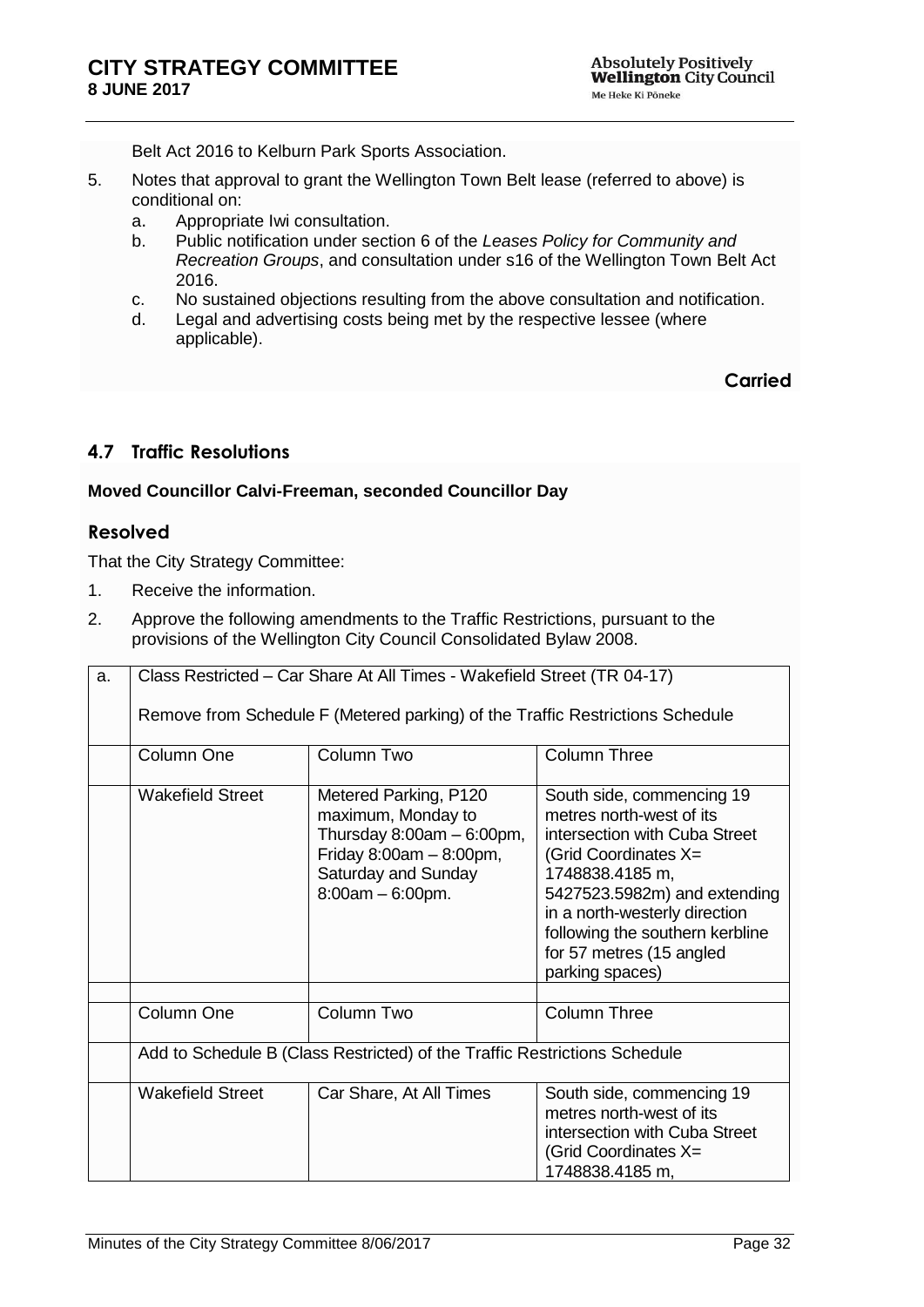Belt Act 2016 to Kelburn Park Sports Association.

5. Notes that approval to grant the Wellington Town Belt lease (referred to above) is conditional on:
   a. Appropriate Iwi consultation.
   b. Public notification under section 6 of the *Leases Policy for Community and Recreation Groups*, and consultation under s16 of the Wellington Town Belt Act 2016.
   c. No sustained objections resulting from the above consultation and notification.
   d. Legal and advertising costs being met by the respective lessee (where applicable).

**Carried**

## 4.7 Traffic Resolutions

**Moved Councillor Calvi-Freeman, seconded Councillor Day**

### Resolved

That the City Strategy Committee:

1. Receive the information.
2. Approve the following amendments to the Traffic Restrictions, pursuant to the provisions of the Wellington City Council Consolidated Bylaw 2008.

| a. | Class Restricted – Car Share At All Times - Wakefield Street (TR 04-17)<br><br>Remove from Schedule F (Metered parking) of the Traffic Restrictions Schedule | | |
|---|---|---|---|
| | Column One | Column Two | Column Three |
| | Wakefield Street | Metered Parking, P120 maximum, Monday to Thursday 8:00am – 6:00pm, Friday 8:00am – 8:00pm, Saturday and Sunday 8:00am – 6:00pm. | South side, commencing 19 metres north-west of its intersection with Cuba Street (Grid Coordinates X= 1748838.4185 m, 5427523.5982m) and extending in a north-westerly direction following the southern kerbline for 57 metres (15 angled parking spaces) |
| | | | |
| | Column One | Column Two | Column Three |
| | Add to Schedule B (Class Restricted) of the Traffic Restrictions Schedule | | |
| | Wakefield Street | Car Share, At All Times | South side, commencing 19 metres north-west of its intersection with Cuba Street (Grid Coordinates X= 1748838.4185 m, |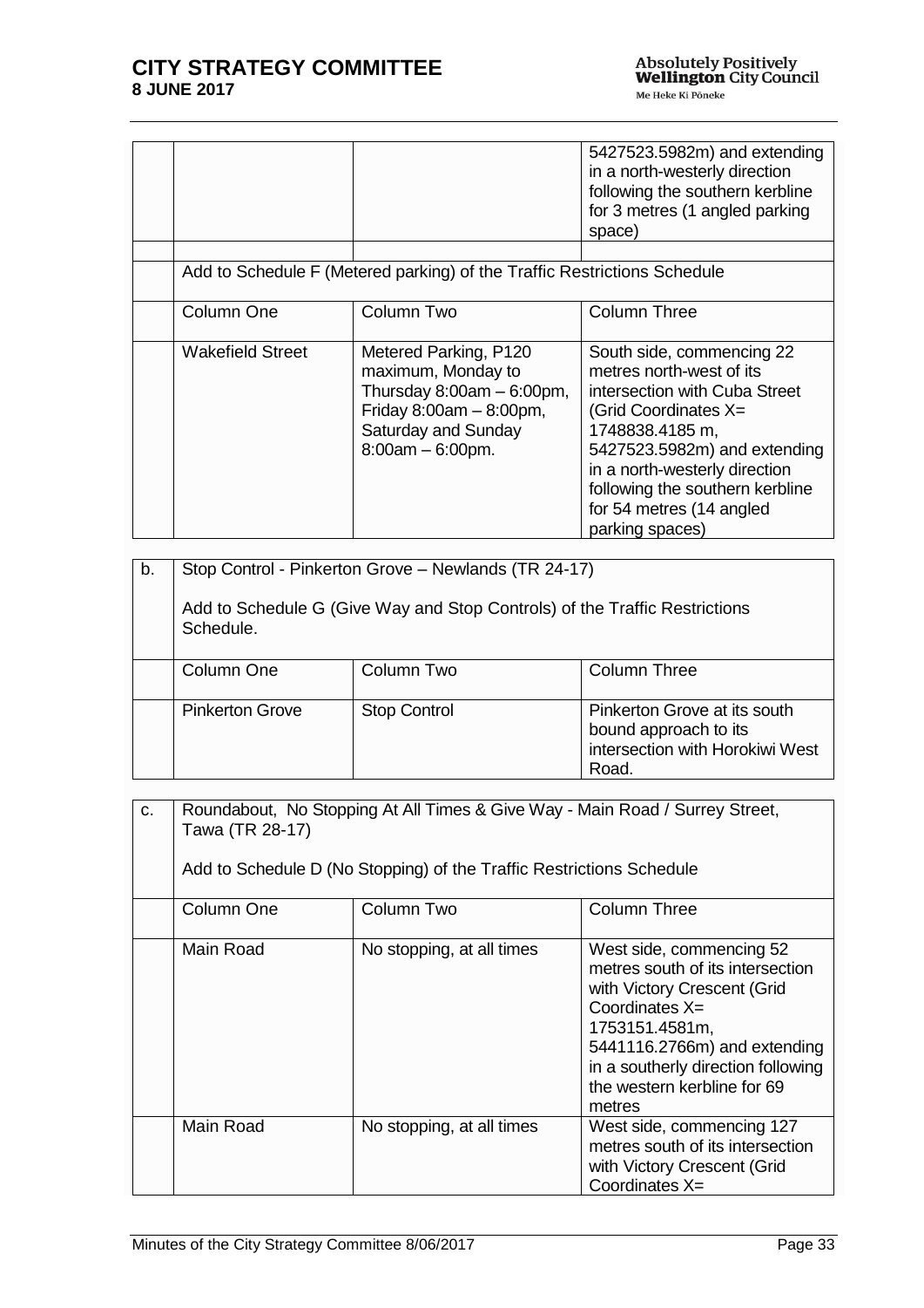| | | | |
|---|---|---|---|
| | | | 5427523.5982m) and extending in a north-westerly direction following the southern kerbline for 3 metres (1 angled parking space) |
| | | | |
| | Add to Schedule F (Metered parking) of the Traffic Restrictions Schedule | | |
| | Column One | Column Two | Column Three |
| | Wakefield Street | Metered Parking, P120 maximum, Monday to Thursday 8:00am – 6:00pm, Friday 8:00am – 8:00pm, Saturday and Sunday 8:00am – 6:00pm. | South side, commencing 22 metres north-west of its intersection with Cuba Street (Grid Coordinates X= 1748838.4185 m, 5427523.5982m) and extending in a north-westerly direction following the southern kerbline for 54 metres (14 angled parking spaces) |

| | | | |
|---|---|---|---|
| b. | Stop Control - Pinkerton Grove – Newlands (TR 24-17)<br><br>Add to Schedule G (Give Way and Stop Controls) of the Traffic Restrictions Schedule. | | |
| | Column One | Column Two | Column Three |
| | Pinkerton Grove | Stop Control | Pinkerton Grove at its south bound approach to its intersection with Horokiwi West Road. |

| | | | |
|---|---|---|---|
| c. | Roundabout, No Stopping At All Times & Give Way - Main Road / Surrey Street, Tawa (TR 28-17)<br><br>Add to Schedule D (No Stopping) of the Traffic Restrictions Schedule | | |
| | Column One | Column Two | Column Three |
| | Main Road | No stopping, at all times | West side, commencing 52 metres south of its intersection with Victory Crescent (Grid Coordinates X= 1753151.4581m, 5441116.2766m) and extending in a southerly direction following the western kerbline for 69 metres |
| | Main Road | No stopping, at all times | West side, commencing 127 metres south of its intersection with Victory Crescent (Grid Coordinates X= |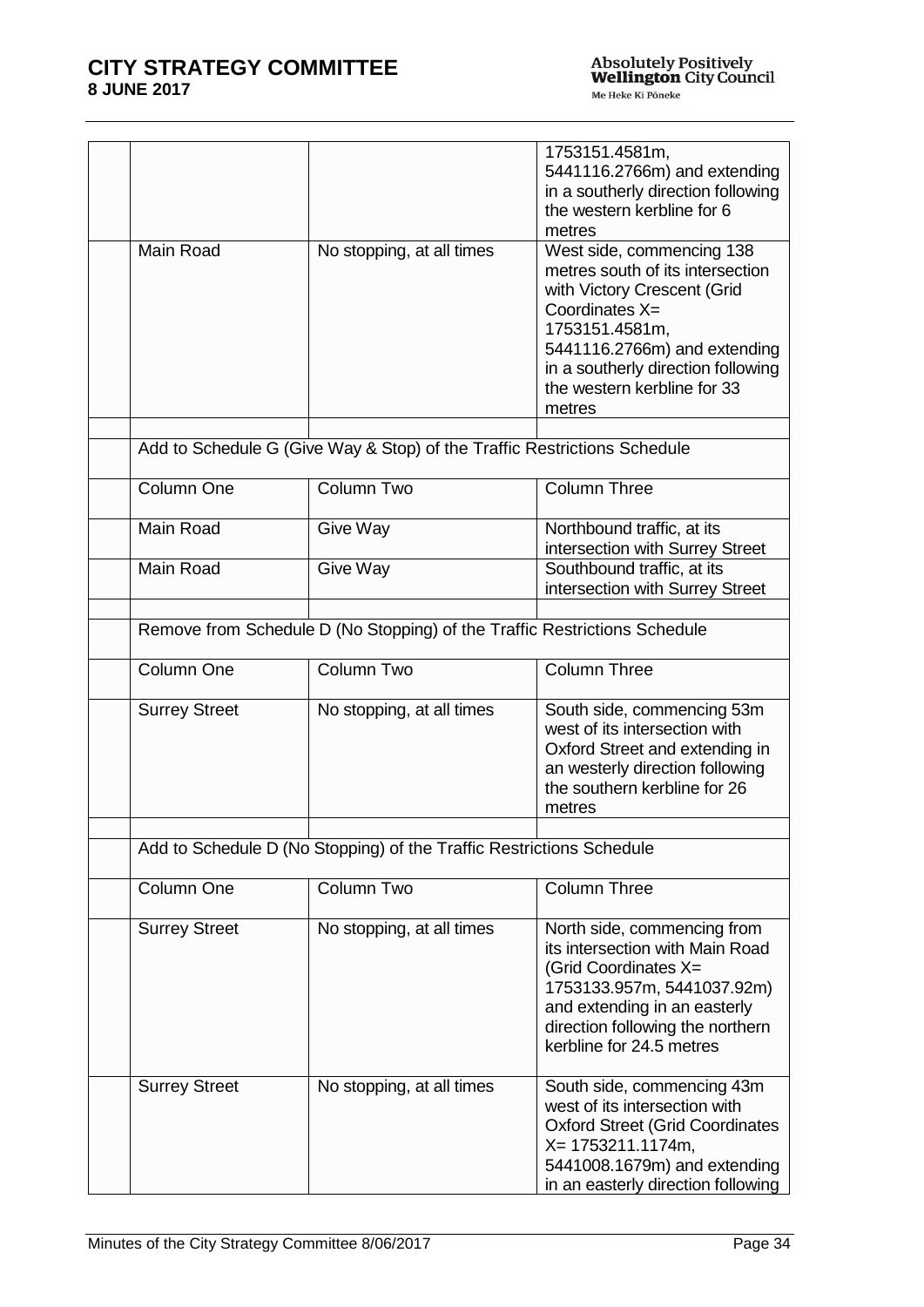| | | | |
|---|---|---|---|
| | | | 1753151.4581m, 5441116.2766m) and extending in a southerly direction following the western kerbline for 6 metres |
| | Main Road | No stopping, at all times | West side, commencing 138 metres south of its intersection with Victory Crescent (Grid Coordinates X= 1753151.4581m, 5441116.2766m) and extending in a southerly direction following the western kerbline for 33 metres |
| | | | |
| | Add to Schedule G (Give Way & Stop) of the Traffic Restrictions Schedule | | |
| | Column One | Column Two | Column Three |
| | Main Road | Give Way | Northbound traffic, at its intersection with Surrey Street |
| | Main Road | Give Way | Southbound traffic, at its intersection with Surrey Street |
| | | | |
| | Remove from Schedule D (No Stopping) of the Traffic Restrictions Schedule | | |
| | Column One | Column Two | Column Three |
| | Surrey Street | No stopping, at all times | South side, commencing 53m west of its intersection with Oxford Street and extending in an westerly direction following the southern kerbline for 26 metres |
| | | | |
| | Add to Schedule D (No Stopping) of the Traffic Restrictions Schedule | | |
| | Column One | Column Two | Column Three |
| | Surrey Street | No stopping, at all times | North side, commencing from its intersection with Main Road (Grid Coordinates X= 1753133.957m, 5441037.92m) and extending in an easterly direction following the northern kerbline for 24.5 metres |
| | Surrey Street | No stopping, at all times | South side, commencing 43m west of its intersection with Oxford Street (Grid Coordinates X= 1753211.1174m, 5441008.1679m) and extending in an easterly direction following |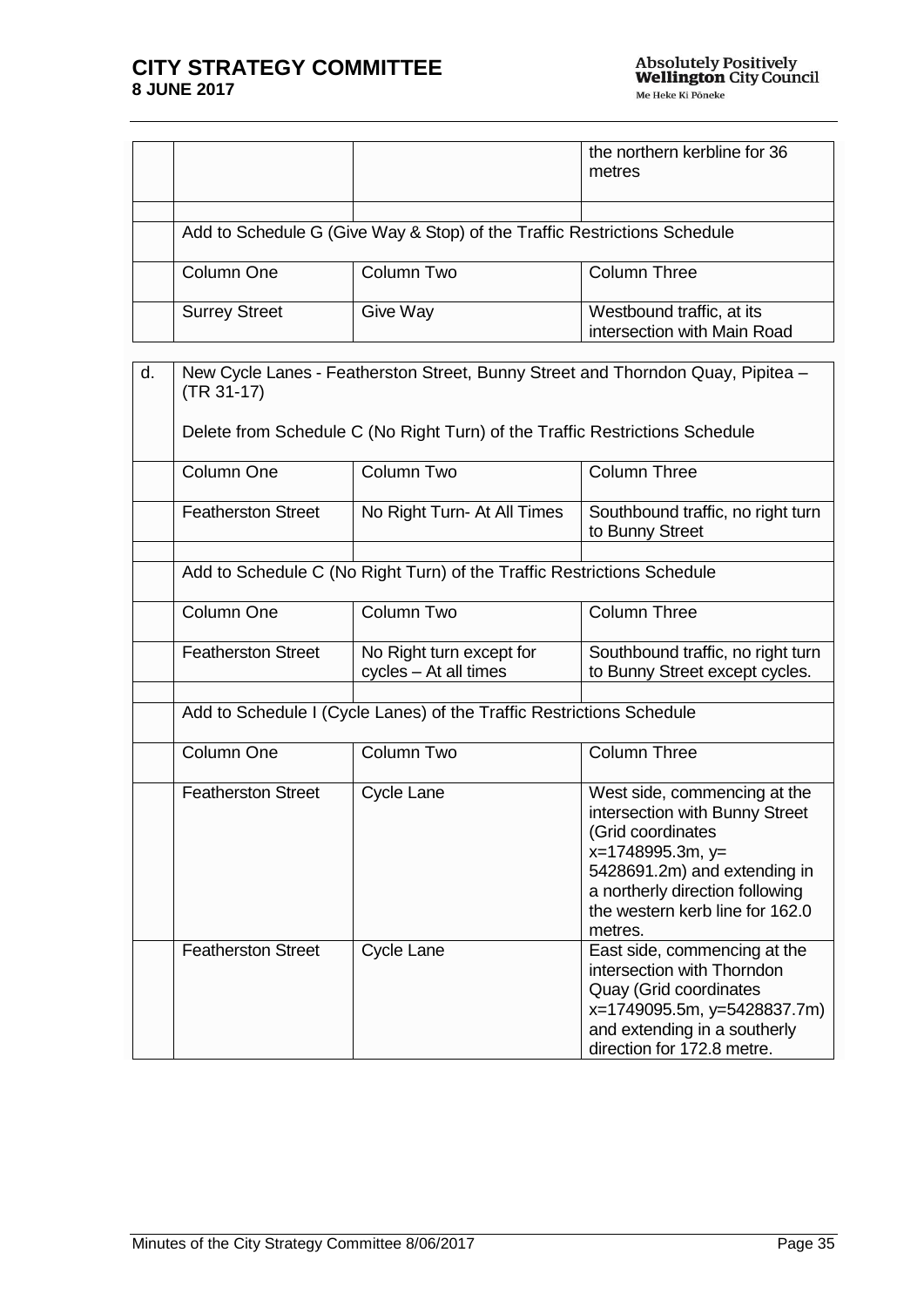| | | | |
|---|---|---|---|
| | | | the northern kerbline for 36 metres |
| | | | |
| | Add to Schedule G (Give Way & Stop) of the Traffic Restrictions Schedule | | |
| | Column One | Column Two | Column Three |
| | Surrey Street | Give Way | Westbound traffic, at its intersection with Main Road |

| | | | |
|---|---|---|---|
| d. | New Cycle Lanes - Featherston Street, Bunny Street and Thorndon Quay, Pipitea – (TR 31-17)<br><br>Delete from Schedule C (No Right Turn) of the Traffic Restrictions Schedule | | |
| | Column One | Column Two | Column Three |
| | Featherston Street | No Right Turn- At All Times | Southbound traffic, no right turn to Bunny Street |
| | | | |
| | Add to Schedule C (No Right Turn) of the Traffic Restrictions Schedule | | |
| | Column One | Column Two | Column Three |
| | Featherston Street | No Right turn except for cycles – At all times | Southbound traffic, no right turn to Bunny Street except cycles. |
| | | | |
| | Add to Schedule I (Cycle Lanes) of the Traffic Restrictions Schedule | | |
| | Column One | Column Two | Column Three |
| | Featherston Street | Cycle Lane | West side, commencing at the intersection with Bunny Street (Grid coordinates x=1748995.3m, y= 5428691.2m) and extending in a northerly direction following the western kerb line for 162.0 metres. |
| | Featherston Street | Cycle Lane | East side, commencing at the intersection with Thorndon Quay (Grid coordinates x=1749095.5m, y=5428837.7m) and extending in a southerly direction for 172.8 metre. |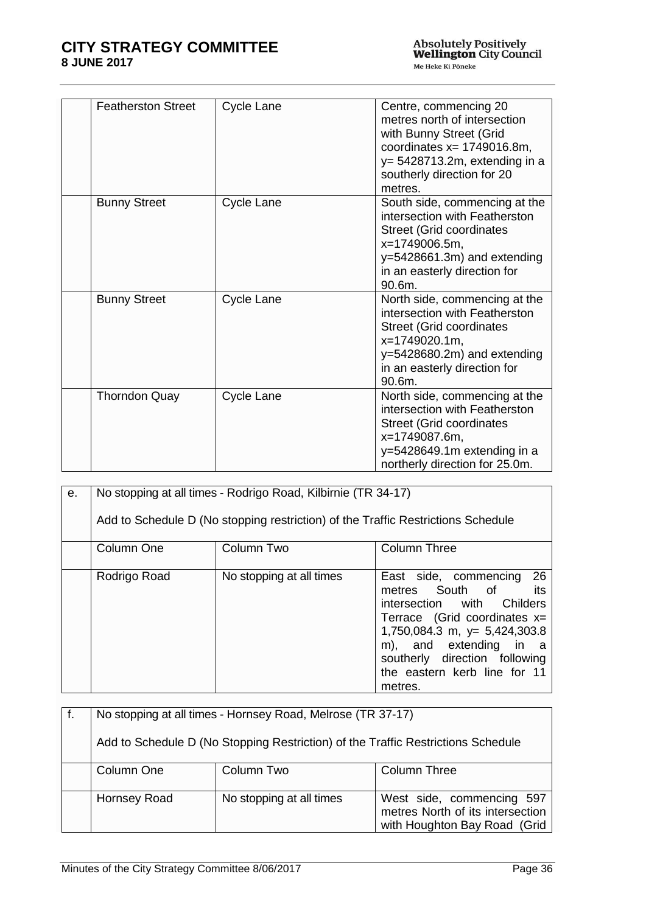| | | | |
|---|---|---|---|
| | Featherston Street | Cycle Lane | Centre, commencing 20 metres north of intersection with Bunny Street (Grid coordinates x= 1749016.8m, y= 5428713.2m, extending in a southerly direction for 20 metres. |
| | Bunny Street | Cycle Lane | South side, commencing at the intersection with Featherston Street (Grid coordinates x=1749006.5m, y=5428661.3m) and extending in an easterly direction for 90.6m. |
| | Bunny Street | Cycle Lane | North side, commencing at the intersection with Featherston Street (Grid coordinates x=1749020.1m, y=5428680.2m) and extending in an easterly direction for 90.6m. |
| | Thorndon Quay | Cycle Lane | North side, commencing at the intersection with Featherston Street (Grid coordinates x=1749087.6m, y=5428649.1m extending in a northerly direction for 25.0m. |

| e. | No stopping at all times - Rodrigo Road, Kilbirnie (TR 34-17)<br><br>Add to Schedule D (No stopping restriction) of the Traffic Restrictions Schedule | | |
|---|---|---|---|
| | Column One | Column Two | Column Three |
| | Rodrigo Road | No stopping at all times | East side, commencing 26 metres South of its intersection with Childers Terrace (Grid coordinates x= 1,750,084.3 m, y= 5,424,303.8 m), and extending in a southerly direction following the eastern kerb line for 11 metres. |

| f. | No stopping at all times - Hornsey Road, Melrose (TR 37-17)<br><br>Add to Schedule D (No Stopping Restriction) of the Traffic Restrictions Schedule | | |
|---|---|---|---|
| | Column One | Column Two | Column Three |
| | Hornsey Road | No stopping at all times | West side, commencing 597 metres North of its intersection with Houghton Bay Road (Grid |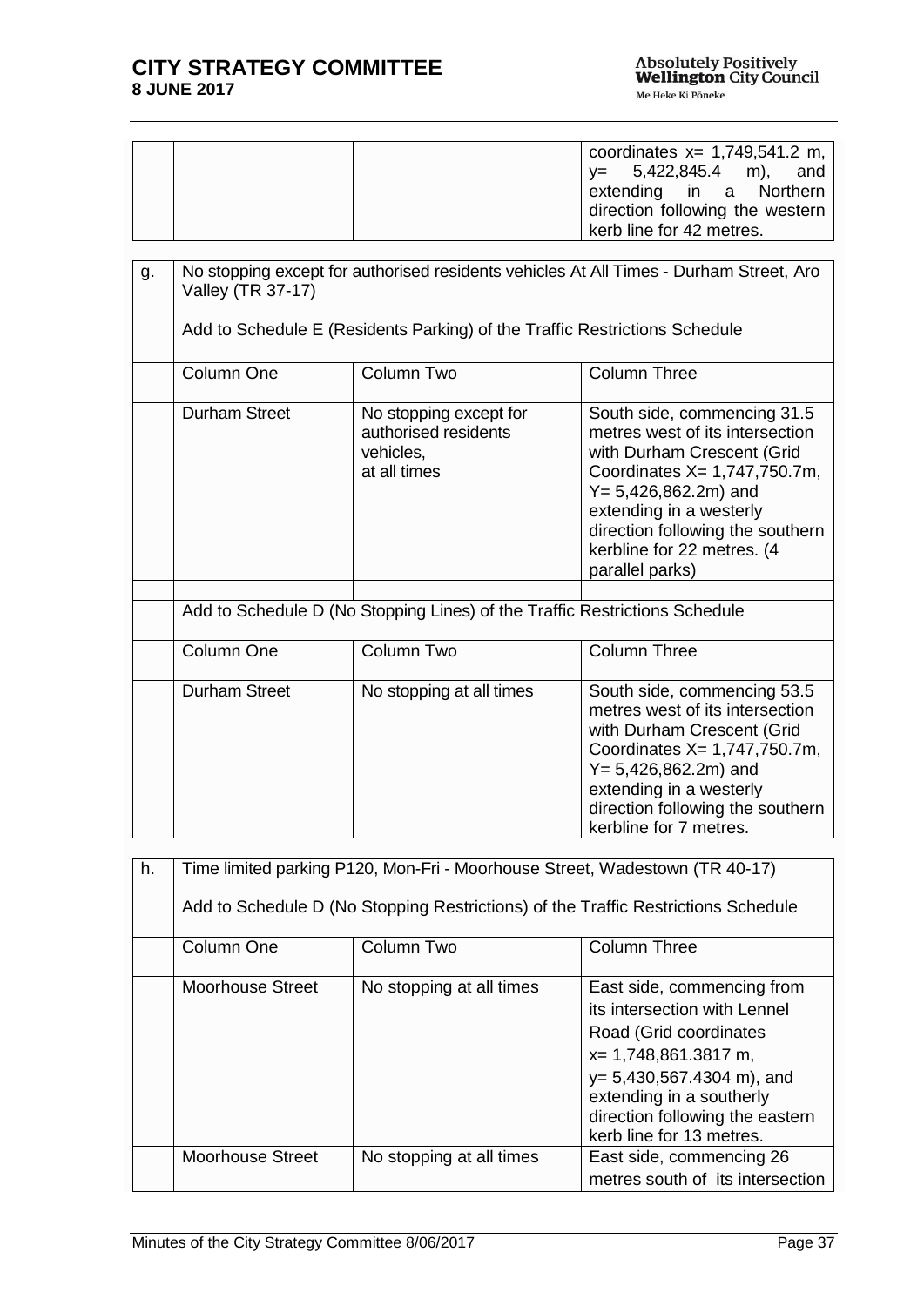|  |  |  | coordinates x= 1,749,541.2 m, y= 5,422,845.4 m), and extending in a Northern direction following the western kerb line for 42 metres. |
|---|---|---|---|

| g. | No stopping except for authorised residents vehicles At All Times - Durham Street, Aro Valley (TR 37-17)<br><br>Add to Schedule E (Residents Parking) of the Traffic Restrictions Schedule | | |
|---|---|---|---|
|  | Column One | Column Two | Column Three |
|  | Durham Street | No stopping except for authorised residents vehicles, at all times | South side, commencing 31.5 metres west of its intersection with Durham Crescent (Grid Coordinates X= 1,747,750.7m, Y= 5,426,862.2m) and extending in a westerly direction following the southern kerbline for 22 metres. (4 parallel parks) |
|  |  |  |  |
|  | Add to Schedule D (No Stopping Lines) of the Traffic Restrictions Schedule | | |
|  | Column One | Column Two | Column Three |
|  | Durham Street | No stopping at all times | South side, commencing 53.5 metres west of its intersection with Durham Crescent (Grid Coordinates X= 1,747,750.7m, Y= 5,426,862.2m) and extending in a westerly direction following the southern kerbline for 7 metres. |

| h. | Time limited parking P120, Mon-Fri - Moorhouse Street, Wadestown (TR 40-17)<br><br>Add to Schedule D (No Stopping Restrictions) of the Traffic Restrictions Schedule | | |
|---|---|---|---|
|  | Column One | Column Two | Column Three |
|  | Moorhouse Street | No stopping at all times | East side, commencing from its intersection with Lennel Road (Grid coordinates x= 1,748,861.3817 m, y= 5,430,567.4304 m), and extending in a southerly direction following the eastern kerb line for 13 metres. |
|  | Moorhouse Street | No stopping at all times | East side, commencing 26 metres south of its intersection |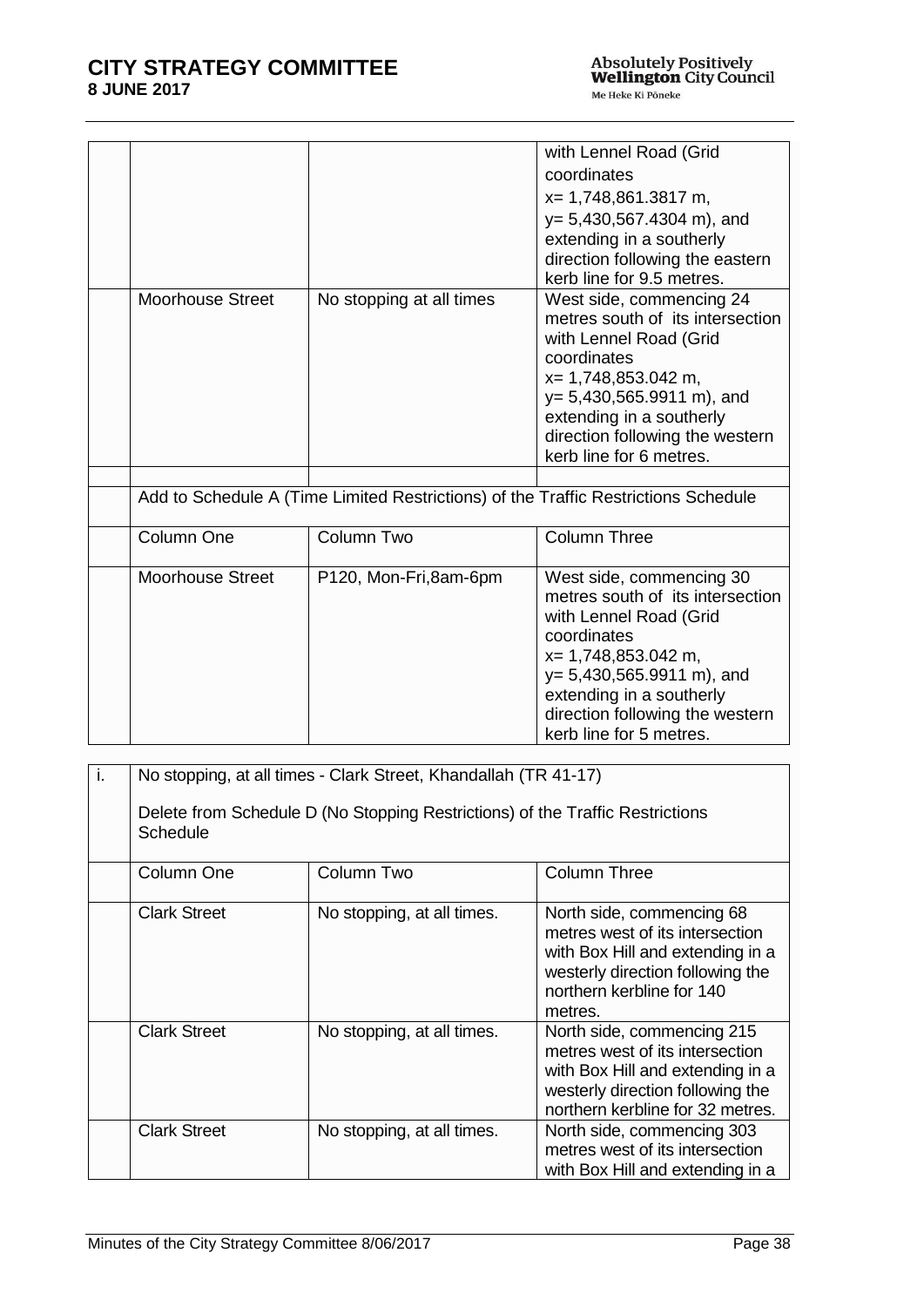| | | | |
|---|---|---|---|
| | | | with Lennel Road (Grid coordinates x= 1,748,861.3817 m, y= 5,430,567.4304 m), and extending in a southerly direction following the eastern kerb line for 9.5 metres. |
| | Moorhouse Street | No stopping at all times | West side, commencing 24 metres south of its intersection with Lennel Road (Grid coordinates x= 1,748,853.042 m, y= 5,430,565.9911 m), and extending in a southerly direction following the western kerb line for 6 metres. |
| | | | |
| | Add to Schedule A (Time Limited Restrictions) of the Traffic Restrictions Schedule | | |
| | Column One | Column Two | Column Three |
| | Moorhouse Street | P120, Mon-Fri,8am-6pm | West side, commencing 30 metres south of its intersection with Lennel Road (Grid coordinates x= 1,748,853.042 m, y= 5,430,565.9911 m), and extending in a southerly direction following the western kerb line for 5 metres. |

| i. | No stopping, at all times - Clark Street, Khandallah (TR 41-17)<br><br>Delete from Schedule D (No Stopping Restrictions) of the Traffic Restrictions Schedule | | |
|---|---|---|---|
| | Column One | Column Two | Column Three |
| | Clark Street | No stopping, at all times. | North side, commencing 68 metres west of its intersection with Box Hill and extending in a westerly direction following the northern kerbline for 140 metres. |
| | Clark Street | No stopping, at all times. | North side, commencing 215 metres west of its intersection with Box Hill and extending in a westerly direction following the northern kerbline for 32 metres. |
| | Clark Street | No stopping, at all times. | North side, commencing 303 metres west of its intersection with Box Hill and extending in a |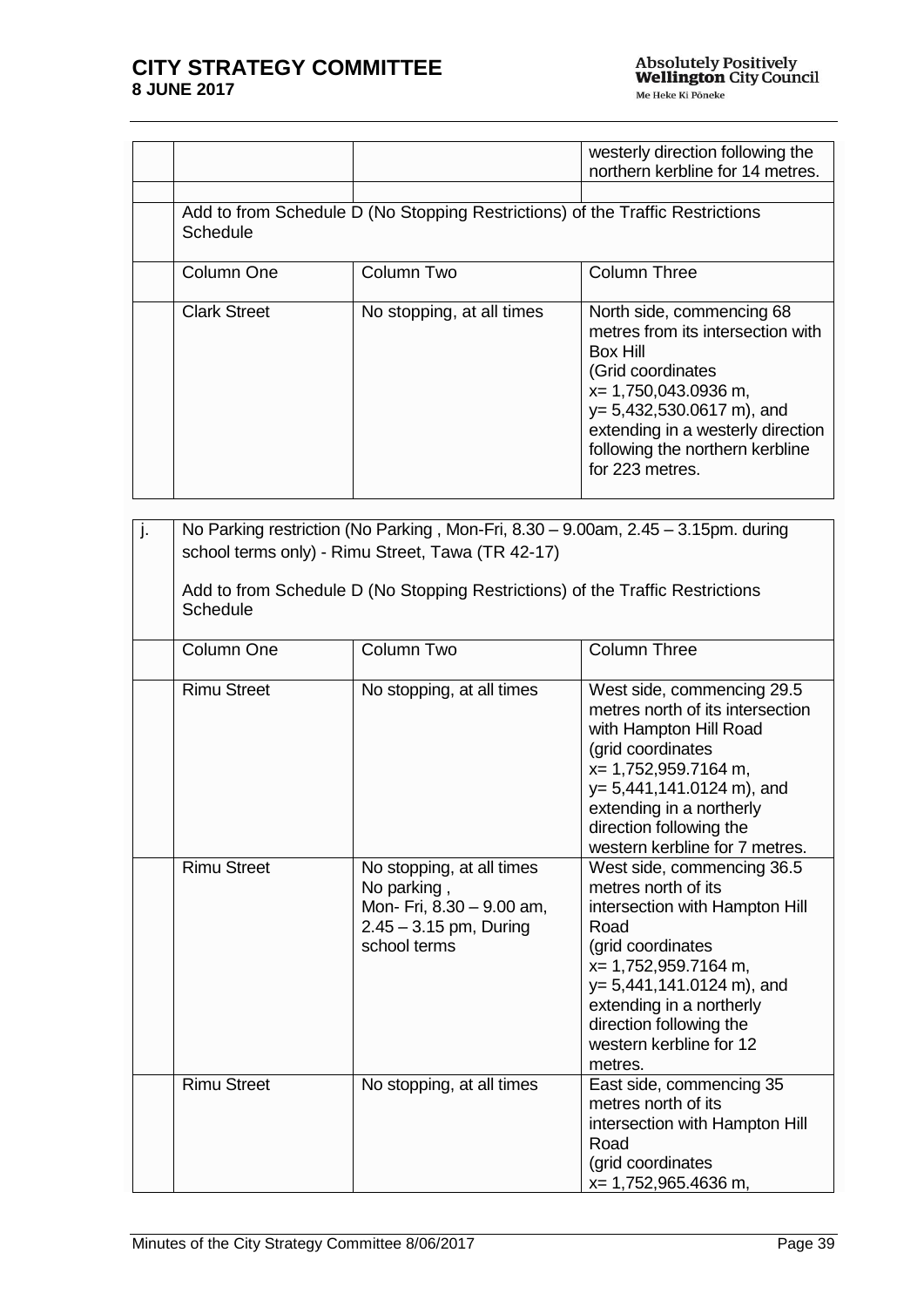| | | | |
|---|---|---|---|
| | | | westerly direction following the northern kerbline for 14 metres. |
| | | | |
| | Add to from Schedule D (No Stopping Restrictions) of the Traffic Restrictions Schedule | | |
| | Column One | Column Two | Column Three |
| | Clark Street | No stopping, at all times | North side, commencing 68 metres from its intersection with Box Hill (Grid coordinates x= 1,750,043.0936 m, y= 5,432,530.0617 m), and extending in a westerly direction following the northern kerbline for 223 metres. |

| | | | |
|---|---|---|---|
| j. | No Parking restriction (No Parking , Mon-Fri, 8.30 – 9.00am, 2.45 – 3.15pm. during school terms only) - Rimu Street, Tawa (TR 42-17)<br><br>Add to from Schedule D (No Stopping Restrictions) of the Traffic Restrictions Schedule | | |
| | Column One | Column Two | Column Three |
| | Rimu Street | No stopping, at all times | West side, commencing 29.5 metres north of its intersection with Hampton Hill Road (grid coordinates x= 1,752,959.7164 m, y= 5,441,141.0124 m), and extending in a northerly direction following the western kerbline for 7 metres. |
| | Rimu Street | No stopping, at all times No parking , Mon- Fri, 8.30 – 9.00 am, 2.45 – 3.15 pm, During school terms | West side, commencing 36.5 metres north of its intersection with Hampton Hill Road (grid coordinates x= 1,752,959.7164 m, y= 5,441,141.0124 m), and extending in a northerly direction following the western kerbline for 12 metres. |
| | Rimu Street | No stopping, at all times | East side, commencing 35 metres north of its intersection with Hampton Hill Road (grid coordinates x= 1,752,965.4636 m, |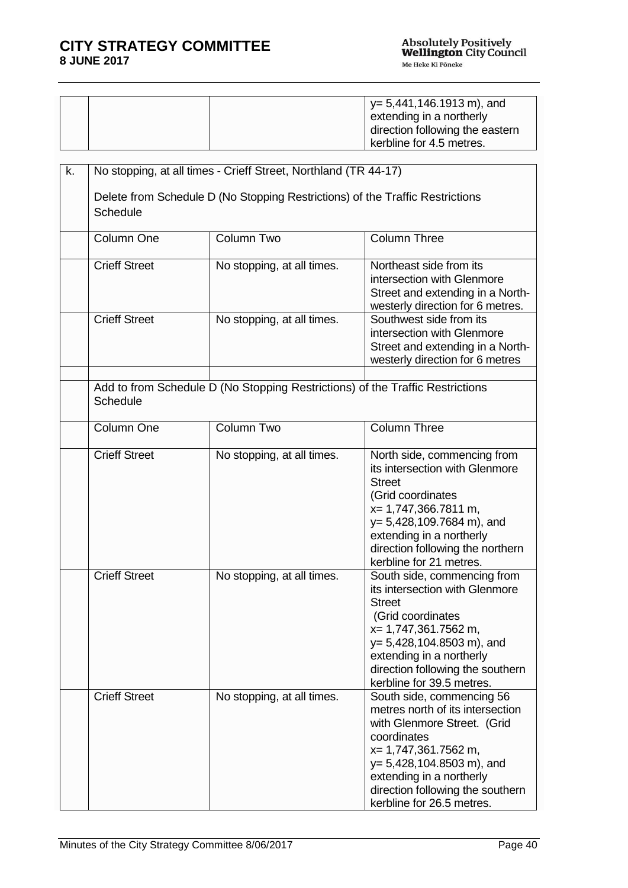| | | | |
|---|---|---|---|
| | | | y= 5,441,146.1913 m), and extending in a northerly direction following the eastern kerbline for 4.5 metres. |

| | | | |
|---|---|---|---|
| k. | No stopping, at all times - Crieff Street, Northland (TR 44-17)<br><br>Delete from Schedule D (No Stopping Restrictions) of the Traffic Restrictions Schedule | | |
| | Column One | Column Two | Column Three |
| | Crieff Street | No stopping, at all times. | Northeast side from its intersection with Glenmore Street and extending in a North-westerly direction for 6 metres. |
| | Crieff Street | No stopping, at all times. | Southwest side from its intersection with Glenmore Street and extending in a North-westerly direction for 6 metres |
| | | | |
| | Add to from Schedule D (No Stopping Restrictions) of the Traffic Restrictions Schedule | | |
| | Column One | Column Two | Column Three |
| | Crieff Street | No stopping, at all times. | North side, commencing from its intersection with Glenmore Street (Grid coordinates x= 1,747,366.7811 m, y= 5,428,109.7684 m), and extending in a northerly direction following the northern kerbline for 21 metres. |
| | Crieff Street | No stopping, at all times. | South side, commencing from its intersection with Glenmore Street (Grid coordinates x= 1,747,361.7562 m, y= 5,428,104.8503 m), and extending in a northerly direction following the southern kerbline for 39.5 metres. |
| | Crieff Street | No stopping, at all times. | South side, commencing 56 metres north of its intersection with Glenmore Street. (Grid coordinates x= 1,747,361.7562 m, y= 5,428,104.8503 m), and extending in a northerly direction following the southern kerbline for 26.5 metres. |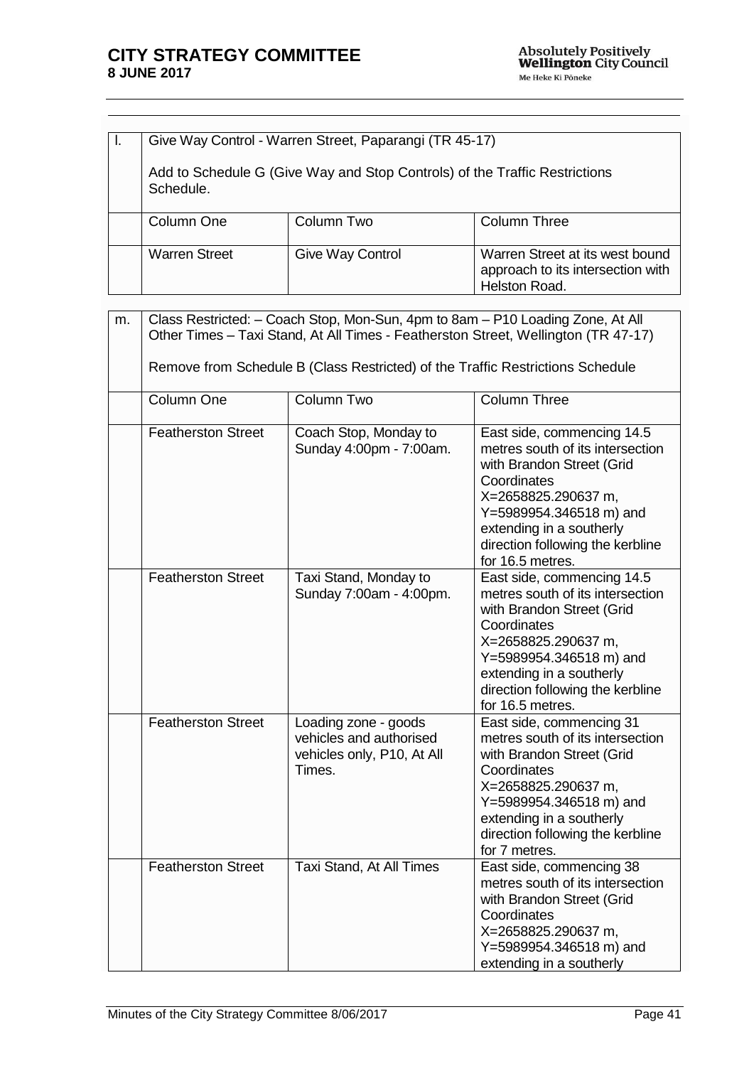| l. | Give Way Control - Warren Street, Paparangi (TR 45-17)<br><br>Add to Schedule G (Give Way and Stop Controls) of the Traffic Restrictions Schedule. | | |
|---|---|---|---|
| | Column One | Column Two | Column Three |
| | Warren Street | Give Way Control | Warren Street at its west bound approach to its intersection with Helston Road. |

| m. | Class Restricted: – Coach Stop, Mon-Sun, 4pm to 8am – P10 Loading Zone, At All Other Times – Taxi Stand, At All Times - Featherston Street, Wellington (TR 47-17)<br><br>Remove from Schedule B (Class Restricted) of the Traffic Restrictions Schedule | | |
|---|---|---|---|
| | Column One | Column Two | Column Three |
| | Featherston Street | Coach Stop, Monday to Sunday 4:00pm - 7:00am. | East side, commencing 14.5 metres south of its intersection with Brandon Street (Grid Coordinates X=2658825.290637 m, Y=5989954.346518 m) and extending in a southerly direction following the kerbline for 16.5 metres. |
| | Featherston Street | Taxi Stand, Monday to Sunday 7:00am - 4:00pm. | East side, commencing 14.5 metres south of its intersection with Brandon Street (Grid Coordinates X=2658825.290637 m, Y=5989954.346518 m) and extending in a southerly direction following the kerbline for 16.5 metres. |
| | Featherston Street | Loading zone - goods vehicles and authorised vehicles only, P10, At All Times. | East side, commencing 31 metres south of its intersection with Brandon Street (Grid Coordinates X=2658825.290637 m, Y=5989954.346518 m) and extending in a southerly direction following the kerbline for 7 metres. |
| | Featherston Street | Taxi Stand, At All Times | East side, commencing 38 metres south of its intersection with Brandon Street (Grid Coordinates X=2658825.290637 m, Y=5989954.346518 m) and extending in a southerly |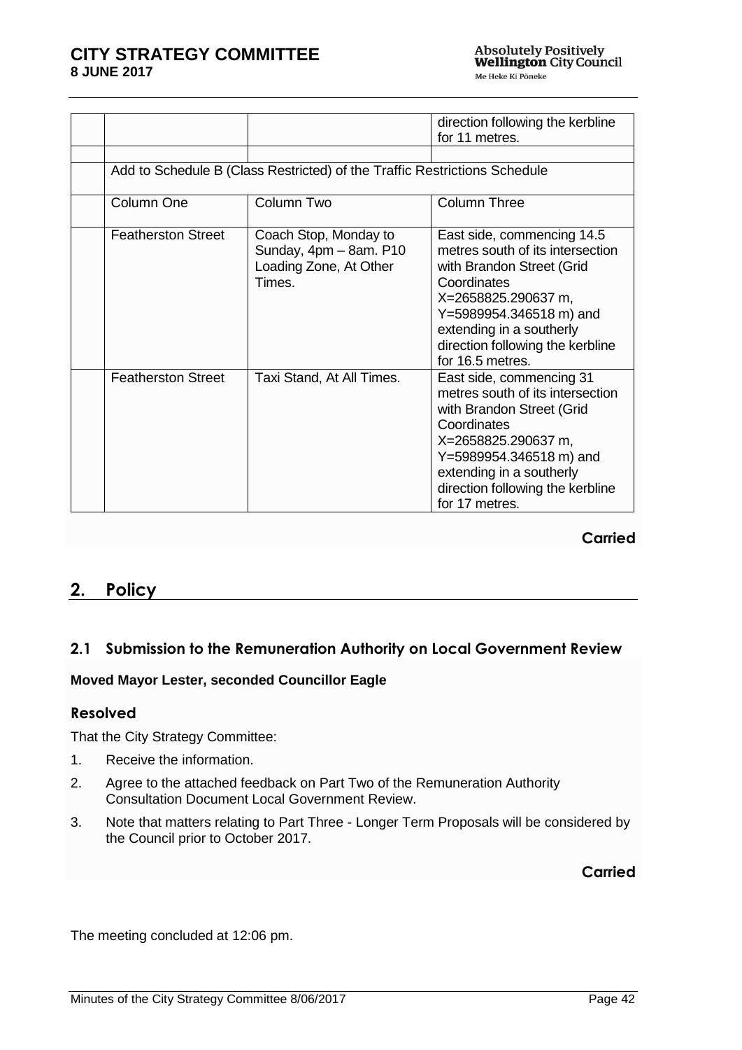| | | |
|---|---|---|
| | | direction following the kerbline for 11 metres. |
| | | |
| Add to Schedule B (Class Restricted) of the Traffic Restrictions Schedule | | |
| Column One | Column Two | Column Three |
| Featherston Street | Coach Stop, Monday to Sunday, 4pm – 8am. P10 Loading Zone, At Other Times. | East side, commencing 14.5 metres south of its intersection with Brandon Street (Grid Coordinates X=2658825.290637 m, Y=5989954.346518 m) and extending in a southerly direction following the kerbline for 16.5 metres. |
| Featherston Street | Taxi Stand, At All Times. | East side, commencing 31 metres south of its intersection with Brandon Street (Grid Coordinates X=2658825.290637 m, Y=5989954.346518 m) and extending in a southerly direction following the kerbline for 17 metres. |

**Carried**

## 2. Policy

### 2.1 Submission to the Remuneration Authority on Local Government Review

**Moved Mayor Lester, seconded Councillor Eagle**

### Resolved

That the City Strategy Committee:

1. Receive the information.
2. Agree to the attached feedback on Part Two of the Remuneration Authority Consultation Document Local Government Review.
3. Note that matters relating to Part Three - Longer Term Proposals will be considered by the Council prior to October 2017.

**Carried**

The meeting concluded at 12:06 pm.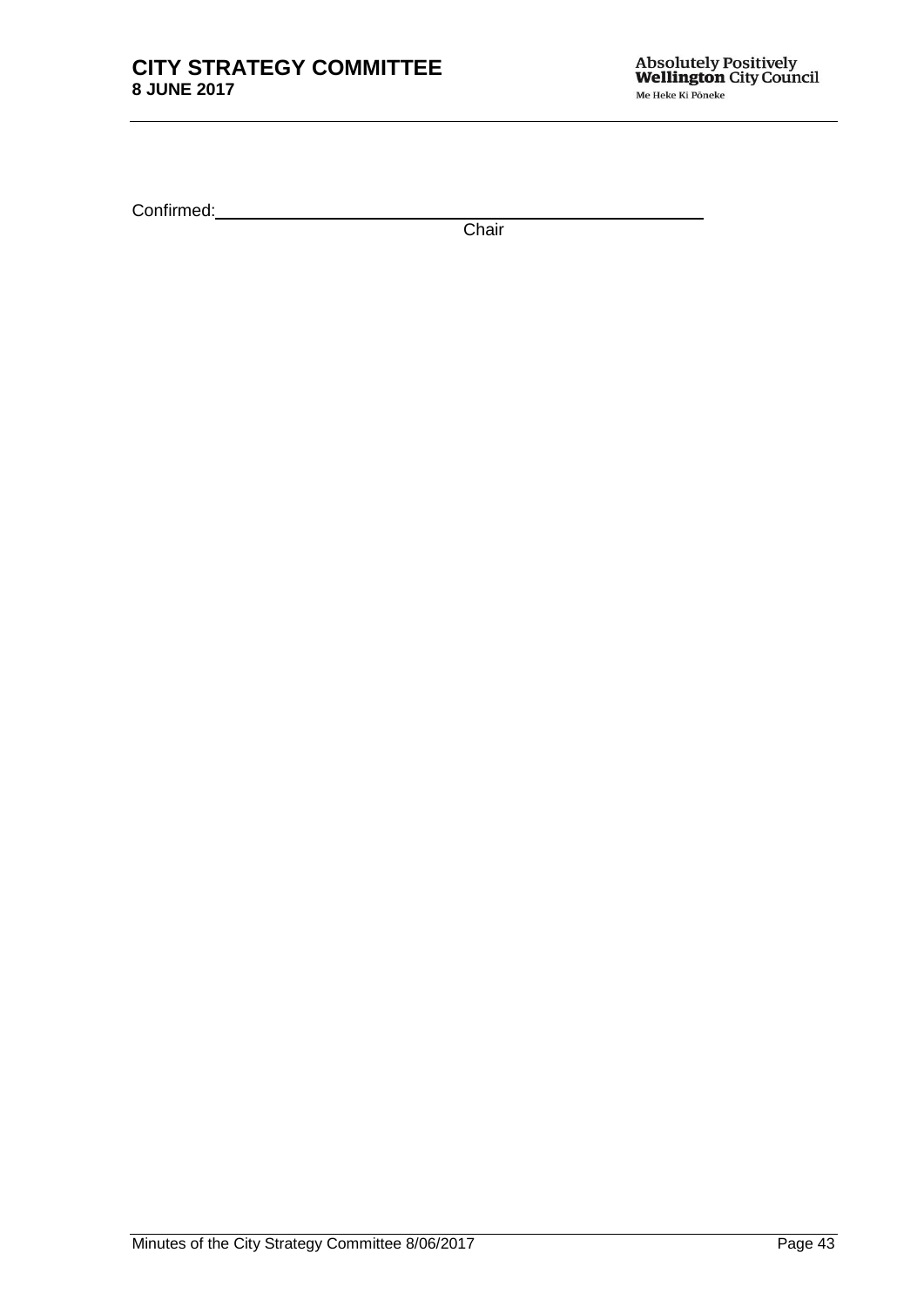Confirmed: \_\_\_\_\_\_\_\_\_\_\_\_\_\_\_\_\_\_\_\_\_\_\_\_\_\_\_\_\_\_\_\_\_\_\_\_\_\_\_\_\_\_\_\_\_\_

Chair